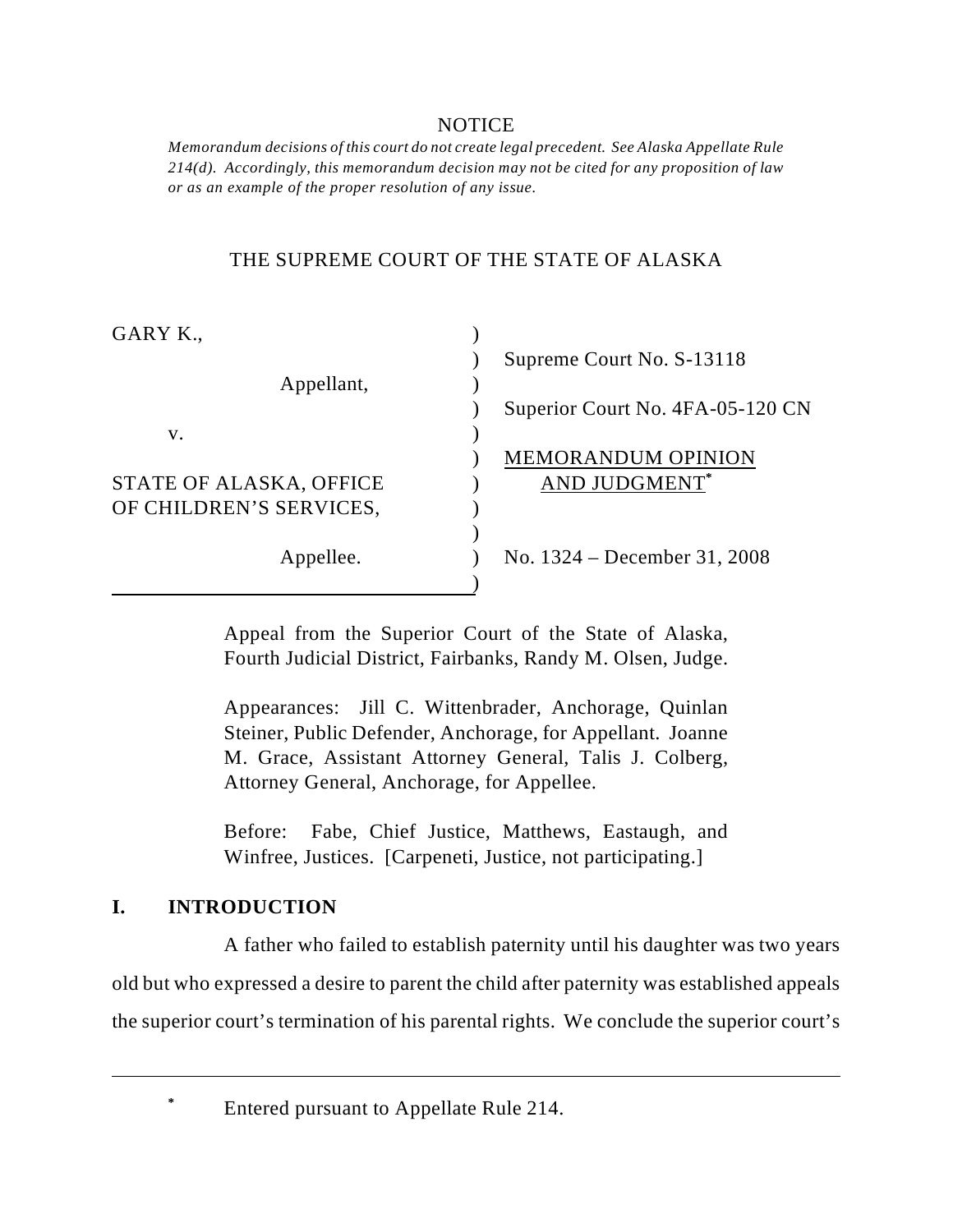NOTICE

*Memorandum decisions of this court do not create legal precedent. See Alaska Appellate Rule 214(d). Accordingly, this memorandum decision may not be cited for any proposition of law or as an example of the proper resolution of any issue.*

THE SUPREME COURT OF THE STATE OF ALASKA

| | |
|---|---|
| GARY K., | |
| Appellant, | Supreme Court No. S-13118 |
| v. | Superior Court No. 4FA-05-120 CN |
| STATE OF ALASKA, OFFICE OF CHILDREN'S SERVICES, | MEMORANDUM OPINION AND JUDGMENT* |
| Appellee. | No. 1324 – December 31, 2008 |

Appeal from the Superior Court of the State of Alaska, Fourth Judicial District, Fairbanks, Randy M. Olsen, Judge.

Appearances: Jill C. Wittenbrader, Anchorage, Quinlan Steiner, Public Defender, Anchorage, for Appellant. Joanne M. Grace, Assistant Attorney General, Talis J. Colberg, Attorney General, Anchorage, for Appellee.

Before: Fabe, Chief Justice, Matthews, Eastaugh, and Winfree, Justices. [Carpeneti, Justice, not participating.]

## I. INTRODUCTION

A father who failed to establish paternity until his daughter was two years old but who expressed a desire to parent the child after paternity was established appeals the superior court's termination of his parental rights. We conclude the superior court's

---

* Entered pursuant to Appellate Rule 214.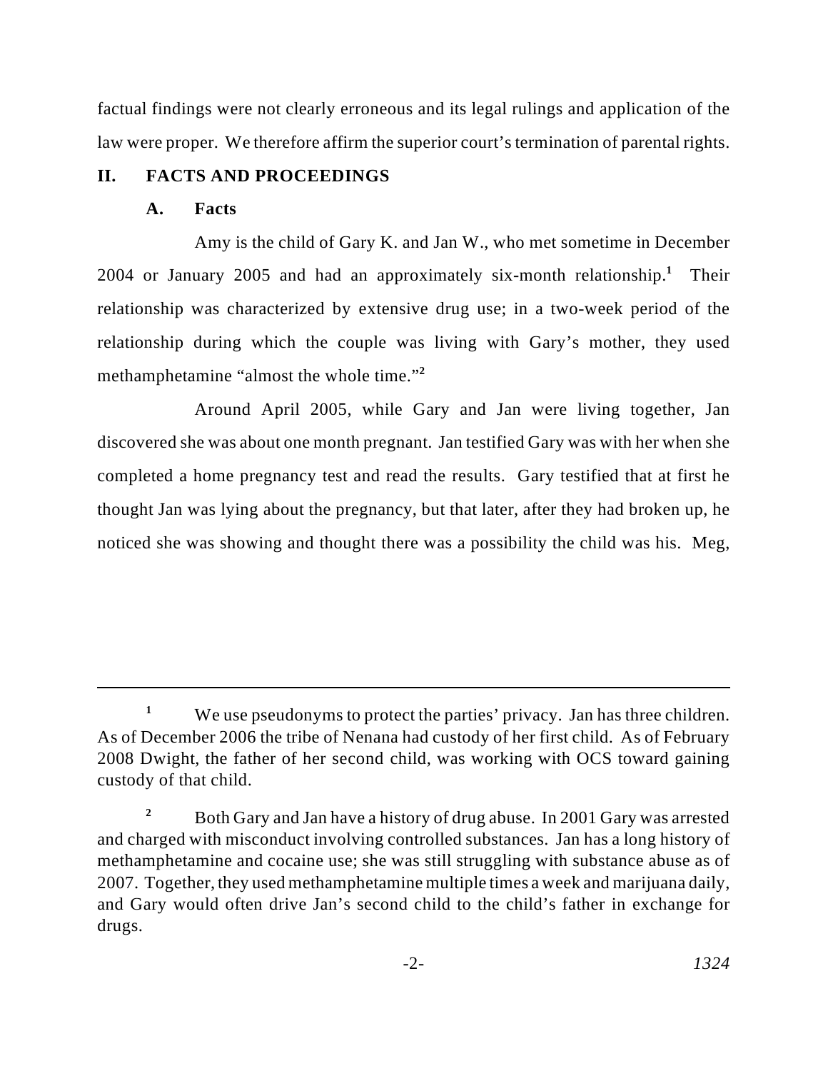factual findings were not clearly erroneous and its legal rulings and application of the law were proper. We therefore affirm the superior court's termination of parental rights.

## II. FACTS AND PROCEEDINGS

### A. Facts

Amy is the child of Gary K. and Jan W., who met sometime in December 2004 or January 2005 and had an approximately six-month relationship.[1] Their relationship was characterized by extensive drug use; in a two-week period of the relationship during which the couple was living with Gary's mother, they used methamphetamine "almost the whole time."[2]

Around April 2005, while Gary and Jan were living together, Jan discovered she was about one month pregnant. Jan testified Gary was with her when she completed a home pregnancy test and read the results. Gary testified that at first he thought Jan was lying about the pregnancy, but that later, after they had broken up, he noticed she was showing and thought there was a possibility the child was his. Meg,

---

[1] We use pseudonyms to protect the parties' privacy. Jan has three children. As of December 2006 the tribe of Nenana had custody of her first child. As of February 2008 Dwight, the father of her second child, was working with OCS toward gaining custody of that child.

[2] Both Gary and Jan have a history of drug abuse. In 2001 Gary was arrested and charged with misconduct involving controlled substances. Jan has a long history of methamphetamine and cocaine use; she was still struggling with substance abuse as of 2007. Together, they used methamphetamine multiple times a week and marijuana daily, and Gary would often drive Jan's second child to the child's father in exchange for drugs.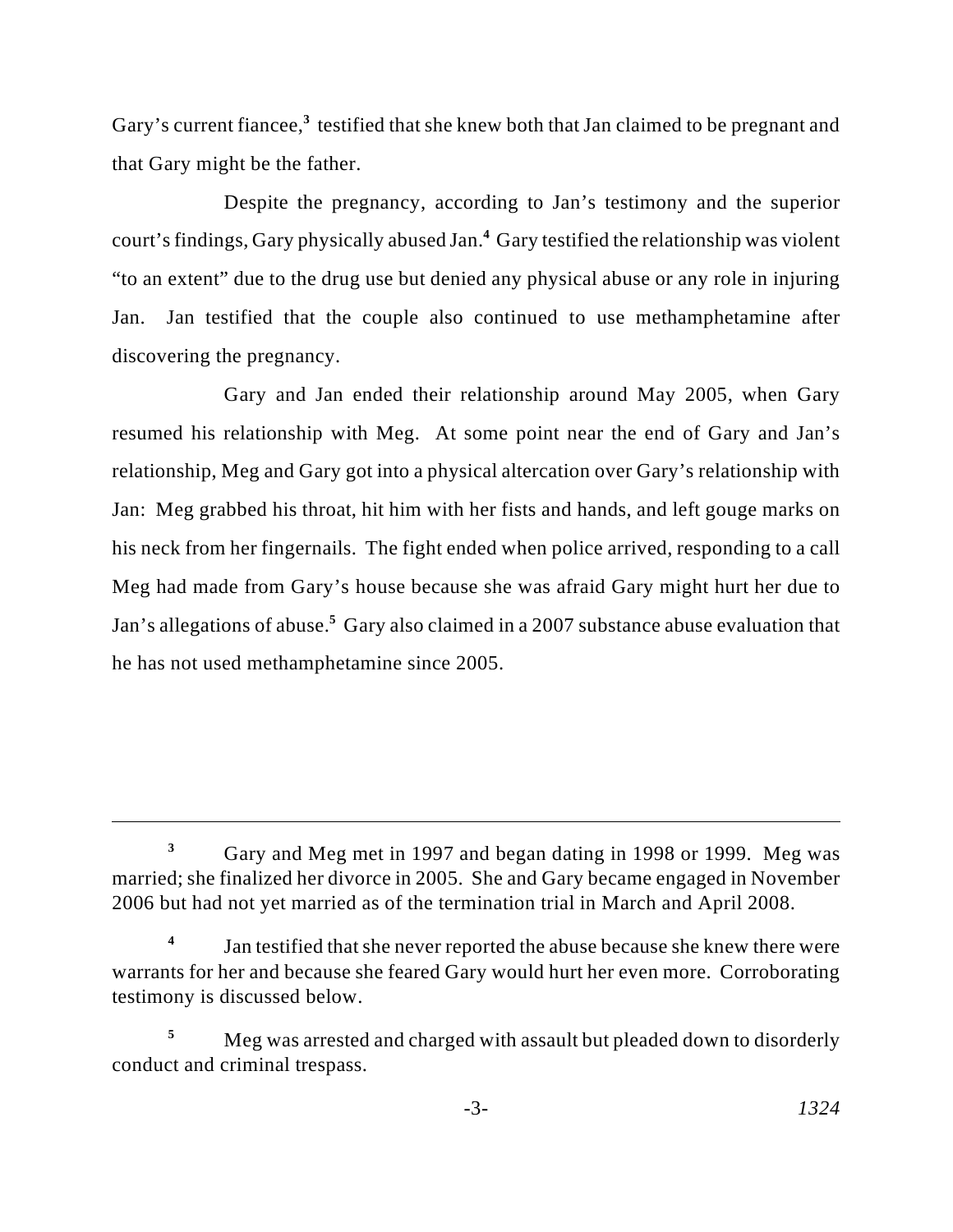Gary's current fiancee,[3] testified that she knew both that Jan claimed to be pregnant and that Gary might be the father.

Despite the pregnancy, according to Jan's testimony and the superior court's findings, Gary physically abused Jan.[4] Gary testified the relationship was violent "to an extent" due to the drug use but denied any physical abuse or any role in injuring Jan. Jan testified that the couple also continued to use methamphetamine after discovering the pregnancy.

Gary and Jan ended their relationship around May 2005, when Gary resumed his relationship with Meg. At some point near the end of Gary and Jan's relationship, Meg and Gary got into a physical altercation over Gary's relationship with Jan: Meg grabbed his throat, hit him with her fists and hands, and left gouge marks on his neck from her fingernails. The fight ended when police arrived, responding to a call Meg had made from Gary's house because she was afraid Gary might hurt her due to Jan's allegations of abuse.[5] Gary also claimed in a 2007 substance abuse evaluation that he has not used methamphetamine since 2005.

---

[3] Gary and Meg met in 1997 and began dating in 1998 or 1999. Meg was married; she finalized her divorce in 2005. She and Gary became engaged in November 2006 but had not yet married as of the termination trial in March and April 2008.

[4] Jan testified that she never reported the abuse because she knew there were warrants for her and because she feared Gary would hurt her even more. Corroborating testimony is discussed below.

[5] Meg was arrested and charged with assault but pleaded down to disorderly conduct and criminal trespass.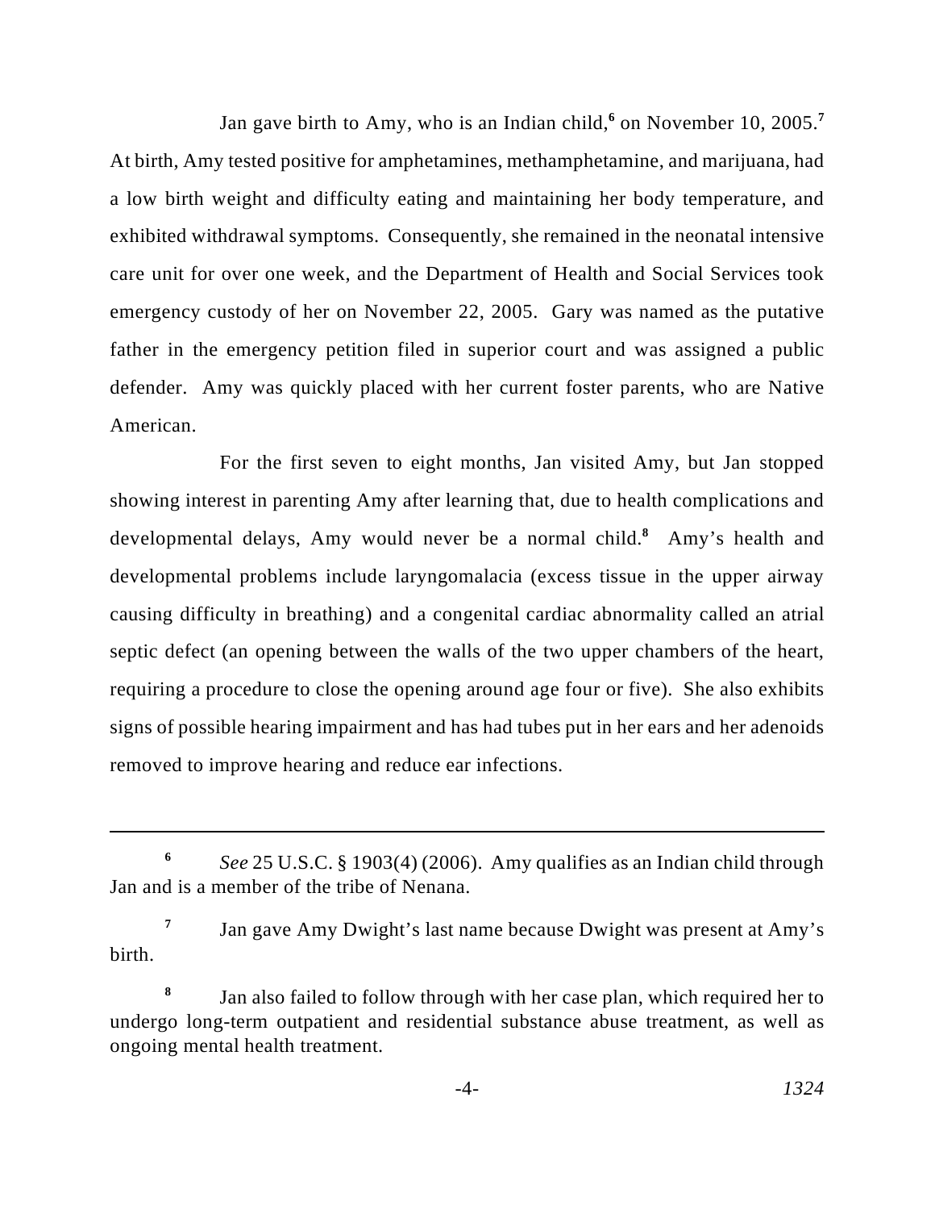Jan gave birth to Amy, who is an Indian child,[6] on November 10, 2005.[7] At birth, Amy tested positive for amphetamines, methamphetamine, and marijuana, had a low birth weight and difficulty eating and maintaining her body temperature, and exhibited withdrawal symptoms. Consequently, she remained in the neonatal intensive care unit for over one week, and the Department of Health and Social Services took emergency custody of her on November 22, 2005. Gary was named as the putative father in the emergency petition filed in superior court and was assigned a public defender. Amy was quickly placed with her current foster parents, who are Native American.

For the first seven to eight months, Jan visited Amy, but Jan stopped showing interest in parenting Amy after learning that, due to health complications and developmental delays, Amy would never be a normal child.[8] Amy's health and developmental problems include laryngomalacia (excess tissue in the upper airway causing difficulty in breathing) and a congenital cardiac abnormality called an atrial septic defect (an opening between the walls of the two upper chambers of the heart, requiring a procedure to close the opening around age four or five). She also exhibits signs of possible hearing impairment and has had tubes put in her ears and her adenoids removed to improve hearing and reduce ear infections.

---

[6] *See* 25 U.S.C. § 1903(4) (2006). Amy qualifies as an Indian child through Jan and is a member of the tribe of Nenana.

[7] Jan gave Amy Dwight's last name because Dwight was present at Amy's birth.

[8] Jan also failed to follow through with her case plan, which required her to undergo long-term outpatient and residential substance abuse treatment, as well as ongoing mental health treatment.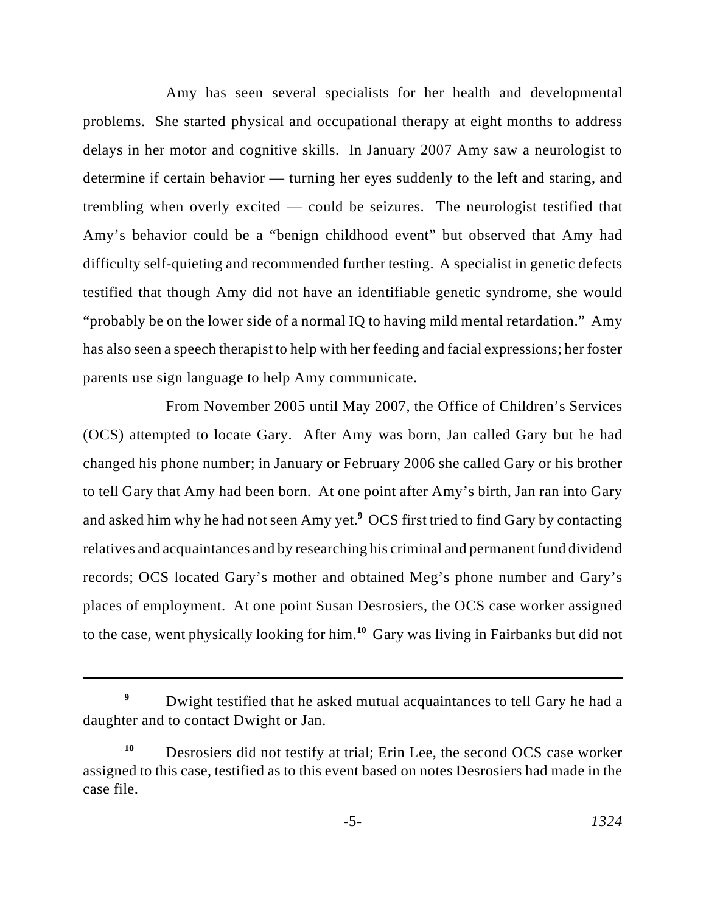Amy has seen several specialists for her health and developmental problems. She started physical and occupational therapy at eight months to address delays in her motor and cognitive skills. In January 2007 Amy saw a neurologist to determine if certain behavior — turning her eyes suddenly to the left and staring, and trembling when overly excited — could be seizures. The neurologist testified that Amy's behavior could be a "benign childhood event" but observed that Amy had difficulty self-quieting and recommended further testing. A specialist in genetic defects testified that though Amy did not have an identifiable genetic syndrome, she would "probably be on the lower side of a normal IQ to having mild mental retardation." Amy has also seen a speech therapist to help with her feeding and facial expressions; her foster parents use sign language to help Amy communicate.

From November 2005 until May 2007, the Office of Children's Services (OCS) attempted to locate Gary. After Amy was born, Jan called Gary but he had changed his phone number; in January or February 2006 she called Gary or his brother to tell Gary that Amy had been born. At one point after Amy's birth, Jan ran into Gary and asked him why he had not seen Amy yet.[9] OCS first tried to find Gary by contacting relatives and acquaintances and by researching his criminal and permanent fund dividend records; OCS located Gary's mother and obtained Meg's phone number and Gary's places of employment. At one point Susan Desrosiers, the OCS case worker assigned to the case, went physically looking for him.[10] Gary was living in Fairbanks but did not

---

[9] Dwight testified that he asked mutual acquaintances to tell Gary he had a daughter and to contact Dwight or Jan.

[10] Desrosiers did not testify at trial; Erin Lee, the second OCS case worker assigned to this case, testified as to this event based on notes Desrosiers had made in the case file.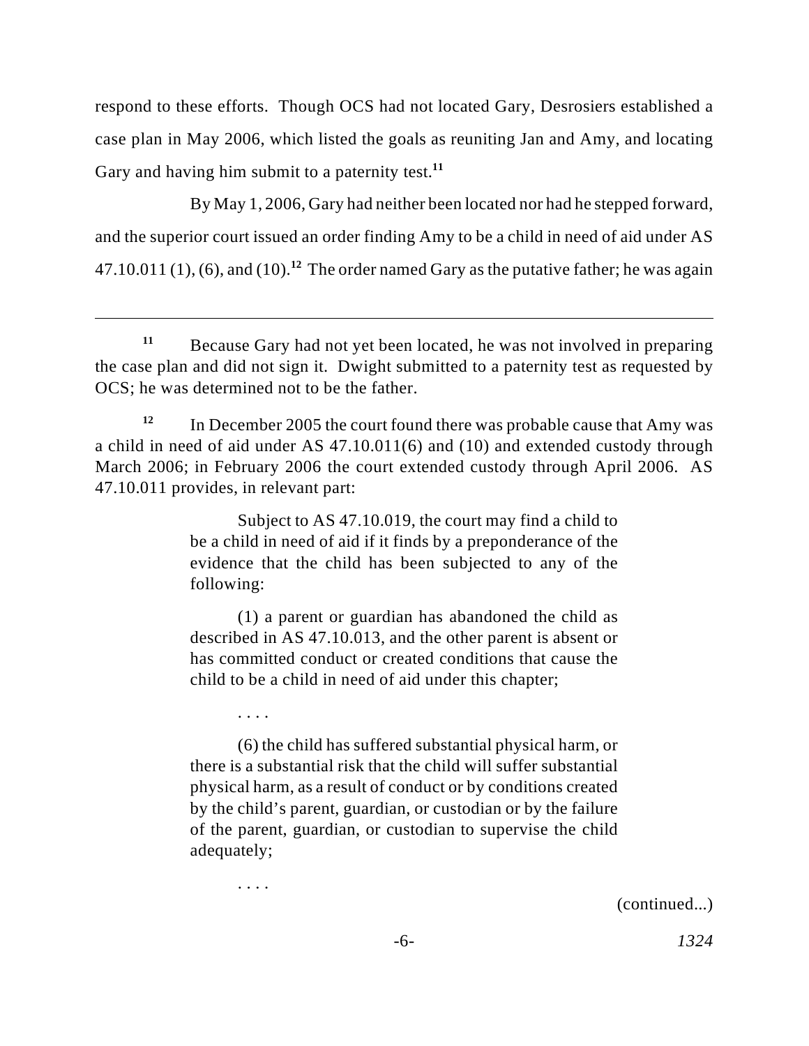respond to these efforts. Though OCS had not located Gary, Desrosiers established a case plan in May 2006, which listed the goals as reuniting Jan and Amy, and locating Gary and having him submit to a paternity test.[11]

By May 1, 2006, Gary had neither been located nor had he stepped forward, and the superior court issued an order finding Amy to be a child in need of aid under AS 47.10.011 (1), (6), and (10).[12] The order named Gary as the putative father; he was again

---

[11] Because Gary had not yet been located, he was not involved in preparing the case plan and did not sign it. Dwight submitted to a paternity test as requested by OCS; he was determined not to be the father.

[12] In December 2005 the court found there was probable cause that Amy was a child in need of aid under AS 47.10.011(6) and (10) and extended custody through March 2006; in February 2006 the court extended custody through April 2006. AS 47.10.011 provides, in relevant part:

> Subject to AS 47.10.019, the court may find a child to be a child in need of aid if it finds by a preponderance of the evidence that the child has been subjected to any of the following:
>
> (1) a parent or guardian has abandoned the child as described in AS 47.10.013, and the other parent is absent or has committed conduct or created conditions that cause the child to be a child in need of aid under this chapter;
>
> . . . .
>
> (6) the child has suffered substantial physical harm, or there is a substantial risk that the child will suffer substantial physical harm, as a result of conduct or by conditions created by the child's parent, guardian, or custodian or by the failure of the parent, guardian, or custodian to supervise the child adequately;
>
> . . . .

(continued...)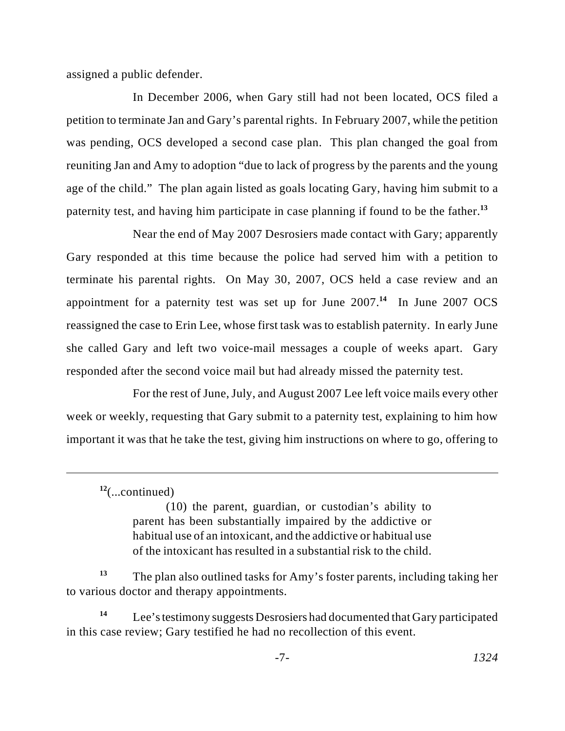assigned a public defender.

In December 2006, when Gary still had not been located, OCS filed a petition to terminate Jan and Gary's parental rights. In February 2007, while the petition was pending, OCS developed a second case plan. This plan changed the goal from reuniting Jan and Amy to adoption "due to lack of progress by the parents and the young age of the child." The plan again listed as goals locating Gary, having him submit to a paternity test, and having him participate in case planning if found to be the father.[13]

Near the end of May 2007 Desrosiers made contact with Gary; apparently Gary responded at this time because the police had served him with a petition to terminate his parental rights. On May 30, 2007, OCS held a case review and an appointment for a paternity test was set up for June 2007.[14] In June 2007 OCS reassigned the case to Erin Lee, whose first task was to establish paternity. In early June she called Gary and left two voice-mail messages a couple of weeks apart. Gary responded after the second voice mail but had already missed the paternity test.

For the rest of June, July, and August 2007 Lee left voice mails every other week or weekly, requesting that Gary submit to a paternity test, explaining to him how important it was that he take the test, giving him instructions on where to go, offering to

---

[12](...continued)

> (10) the parent, guardian, or custodian's ability to parent has been substantially impaired by the addictive or habitual use of an intoxicant, and the addictive or habitual use of the intoxicant has resulted in a substantial risk to the child.

[13] The plan also outlined tasks for Amy's foster parents, including taking her to various doctor and therapy appointments.

[14] Lee's testimony suggests Desrosiers had documented that Gary participated in this case review; Gary testified he had no recollection of this event.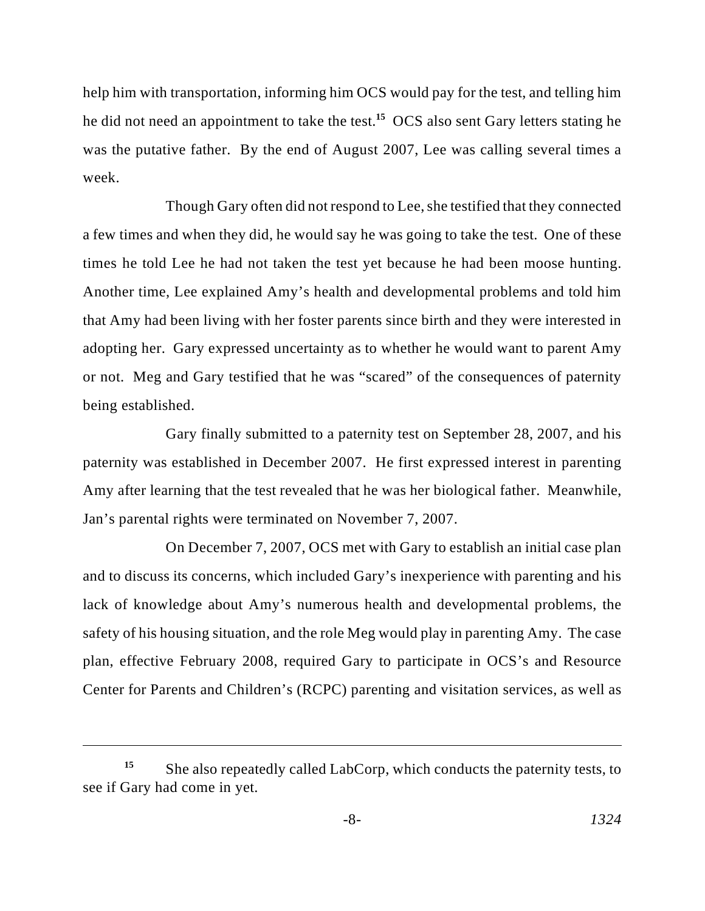help him with transportation, informing him OCS would pay for the test, and telling him he did not need an appointment to take the test.[15] OCS also sent Gary letters stating he was the putative father. By the end of August 2007, Lee was calling several times a week.

Though Gary often did not respond to Lee, she testified that they connected a few times and when they did, he would say he was going to take the test. One of these times he told Lee he had not taken the test yet because he had been moose hunting. Another time, Lee explained Amy's health and developmental problems and told him that Amy had been living with her foster parents since birth and they were interested in adopting her. Gary expressed uncertainty as to whether he would want to parent Amy or not. Meg and Gary testified that he was "scared" of the consequences of paternity being established.

Gary finally submitted to a paternity test on September 28, 2007, and his paternity was established in December 2007. He first expressed interest in parenting Amy after learning that the test revealed that he was her biological father. Meanwhile, Jan's parental rights were terminated on November 7, 2007.

On December 7, 2007, OCS met with Gary to establish an initial case plan and to discuss its concerns, which included Gary's inexperience with parenting and his lack of knowledge about Amy's numerous health and developmental problems, the safety of his housing situation, and the role Meg would play in parenting Amy. The case plan, effective February 2008, required Gary to participate in OCS's and Resource Center for Parents and Children's (RCPC) parenting and visitation services, as well as

---

[15] She also repeatedly called LabCorp, which conducts the paternity tests, to see if Gary had come in yet.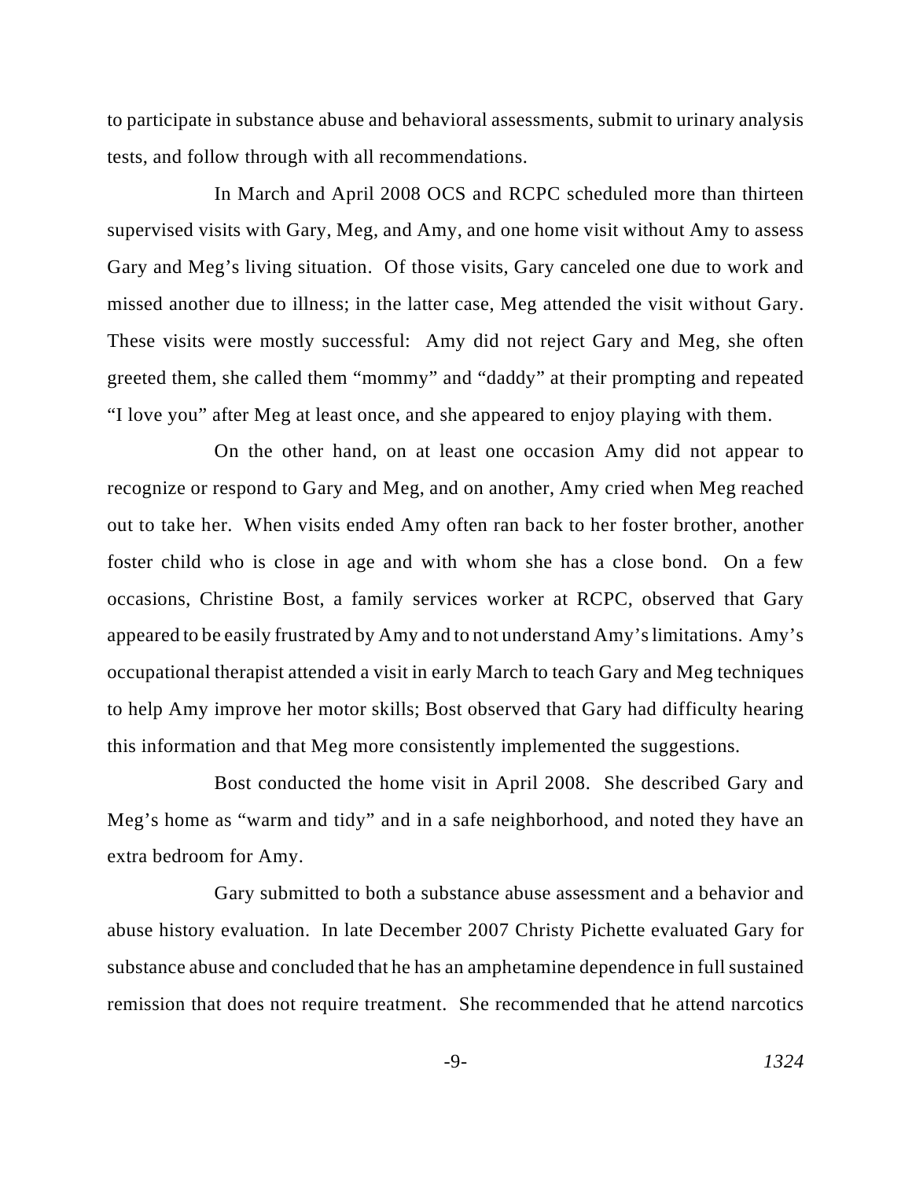to participate in substance abuse and behavioral assessments, submit to urinary analysis tests, and follow through with all recommendations.

In March and April 2008 OCS and RCPC scheduled more than thirteen supervised visits with Gary, Meg, and Amy, and one home visit without Amy to assess Gary and Meg's living situation. Of those visits, Gary canceled one due to work and missed another due to illness; in the latter case, Meg attended the visit without Gary. These visits were mostly successful: Amy did not reject Gary and Meg, she often greeted them, she called them "mommy" and "daddy" at their prompting and repeated "I love you" after Meg at least once, and she appeared to enjoy playing with them.

On the other hand, on at least one occasion Amy did not appear to recognize or respond to Gary and Meg, and on another, Amy cried when Meg reached out to take her. When visits ended Amy often ran back to her foster brother, another foster child who is close in age and with whom she has a close bond. On a few occasions, Christine Bost, a family services worker at RCPC, observed that Gary appeared to be easily frustrated by Amy and to not understand Amy's limitations. Amy's occupational therapist attended a visit in early March to teach Gary and Meg techniques to help Amy improve her motor skills; Bost observed that Gary had difficulty hearing this information and that Meg more consistently implemented the suggestions.

Bost conducted the home visit in April 2008. She described Gary and Meg's home as "warm and tidy" and in a safe neighborhood, and noted they have an extra bedroom for Amy.

Gary submitted to both a substance abuse assessment and a behavior and abuse history evaluation. In late December 2007 Christy Pichette evaluated Gary for substance abuse and concluded that he has an amphetamine dependence in full sustained remission that does not require treatment. She recommended that he attend narcotics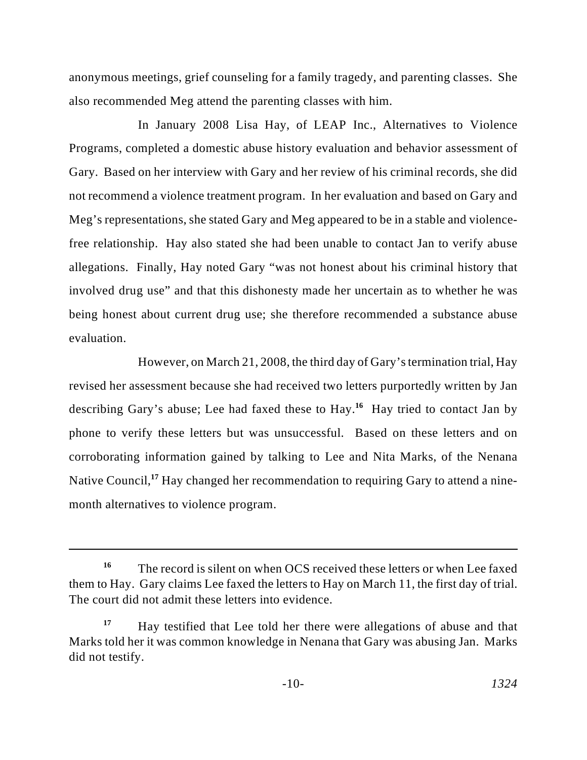anonymous meetings, grief counseling for a family tragedy, and parenting classes. She also recommended Meg attend the parenting classes with him.

In January 2008 Lisa Hay, of LEAP Inc., Alternatives to Violence Programs, completed a domestic abuse history evaluation and behavior assessment of Gary. Based on her interview with Gary and her review of his criminal records, she did not recommend a violence treatment program. In her evaluation and based on Gary and Meg's representations, she stated Gary and Meg appeared to be in a stable and violence-free relationship. Hay also stated she had been unable to contact Jan to verify abuse allegations. Finally, Hay noted Gary "was not honest about his criminal history that involved drug use" and that this dishonesty made her uncertain as to whether he was being honest about current drug use; she therefore recommended a substance abuse evaluation.

However, on March 21, 2008, the third day of Gary's termination trial, Hay revised her assessment because she had received two letters purportedly written by Jan describing Gary's abuse; Lee had faxed these to Hay.[16] Hay tried to contact Jan by phone to verify these letters but was unsuccessful. Based on these letters and on corroborating information gained by talking to Lee and Nita Marks, of the Nenana Native Council,[17] Hay changed her recommendation to requiring Gary to attend a nine-month alternatives to violence program.

---

[16] The record is silent on when OCS received these letters or when Lee faxed them to Hay. Gary claims Lee faxed the letters to Hay on March 11, the first day of trial. The court did not admit these letters into evidence.

[17] Hay testified that Lee told her there were allegations of abuse and that Marks told her it was common knowledge in Nenana that Gary was abusing Jan. Marks did not testify.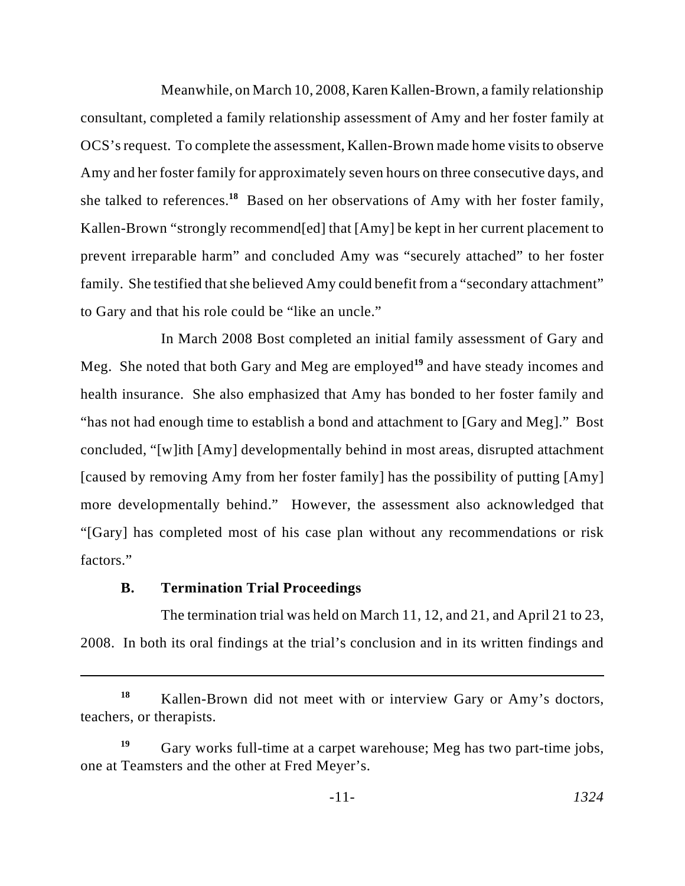Meanwhile, on March 10, 2008, Karen Kallen-Brown, a family relationship consultant, completed a family relationship assessment of Amy and her foster family at OCS's request. To complete the assessment, Kallen-Brown made home visits to observe Amy and her foster family for approximately seven hours on three consecutive days, and she talked to references.[18] Based on her observations of Amy with her foster family, Kallen-Brown "strongly recommend[ed] that [Amy] be kept in her current placement to prevent irreparable harm" and concluded Amy was "securely attached" to her foster family. She testified that she believed Amy could benefit from a "secondary attachment" to Gary and that his role could be "like an uncle."

In March 2008 Bost completed an initial family assessment of Gary and Meg. She noted that both Gary and Meg are employed[19] and have steady incomes and health insurance. She also emphasized that Amy has bonded to her foster family and "has not had enough time to establish a bond and attachment to [Gary and Meg]." Bost concluded, "[w]ith [Amy] developmentally behind in most areas, disrupted attachment [caused by removing Amy from her foster family] has the possibility of putting [Amy] more developmentally behind." However, the assessment also acknowledged that "[Gary] has completed most of his case plan without any recommendations or risk factors."

### B. Termination Trial Proceedings

The termination trial was held on March 11, 12, and 21, and April 21 to 23, 2008. In both its oral findings at the trial's conclusion and in its written findings and

---

[18] Kallen-Brown did not meet with or interview Gary or Amy's doctors, teachers, or therapists.

[19] Gary works full-time at a carpet warehouse; Meg has two part-time jobs, one at Teamsters and the other at Fred Meyer's.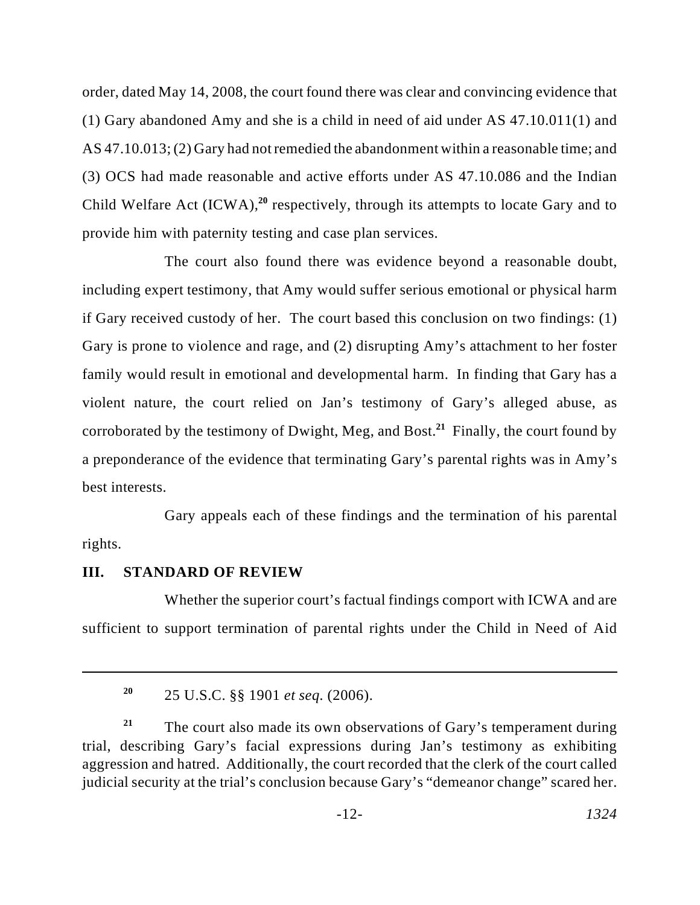order, dated May 14, 2008, the court found there was clear and convincing evidence that (1) Gary abandoned Amy and she is a child in need of aid under AS 47.10.011(1) and AS 47.10.013; (2) Gary had not remedied the abandonment within a reasonable time; and (3) OCS had made reasonable and active efforts under AS 47.10.086 and the Indian Child Welfare Act (ICWA),[20] respectively, through its attempts to locate Gary and to provide him with paternity testing and case plan services.

The court also found there was evidence beyond a reasonable doubt, including expert testimony, that Amy would suffer serious emotional or physical harm if Gary received custody of her. The court based this conclusion on two findings: (1) Gary is prone to violence and rage, and (2) disrupting Amy's attachment to her foster family would result in emotional and developmental harm. In finding that Gary has a violent nature, the court relied on Jan's testimony of Gary's alleged abuse, as corroborated by the testimony of Dwight, Meg, and Bost.[21] Finally, the court found by a preponderance of the evidence that terminating Gary's parental rights was in Amy's best interests.

Gary appeals each of these findings and the termination of his parental rights.

## III. STANDARD OF REVIEW

Whether the superior court's factual findings comport with ICWA and are sufficient to support termination of parental rights under the Child in Need of Aid

---

[20] 25 U.S.C. §§ 1901 *et seq.* (2006).

[21] The court also made its own observations of Gary's temperament during trial, describing Gary's facial expressions during Jan's testimony as exhibiting aggression and hatred. Additionally, the court recorded that the clerk of the court called judicial security at the trial's conclusion because Gary's "demeanor change" scared her.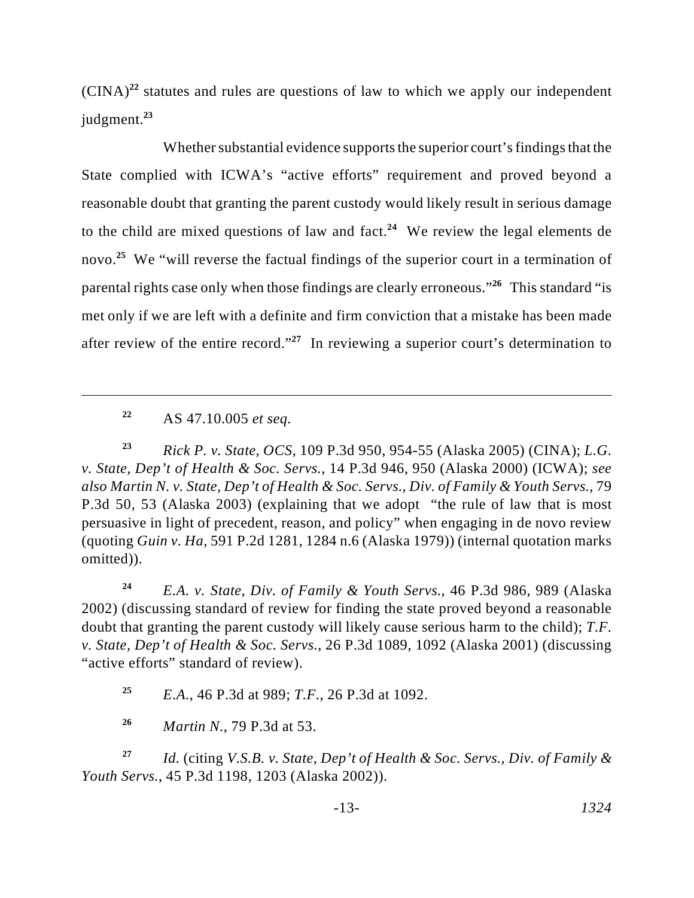(CINA)[22] statutes and rules are questions of law to which we apply our independent judgment.[23]

Whether substantial evidence supports the superior court's findings that the State complied with ICWA's "active efforts" requirement and proved beyond a reasonable doubt that granting the parent custody would likely result in serious damage to the child are mixed questions of law and fact.[24] We review the legal elements de novo.[25] We "will reverse the factual findings of the superior court in a termination of parental rights case only when those findings are clearly erroneous."[26] This standard "is met only if we are left with a definite and firm conviction that a mistake has been made after review of the entire record."[27] In reviewing a superior court's determination to

---

[22] AS 47.10.005 *et seq.*

[23] *Rick P. v. State, OCS*, 109 P.3d 950, 954-55 (Alaska 2005) (CINA); *L.G. v. State, Dep't of Health & Soc. Servs.*, 14 P.3d 946, 950 (Alaska 2000) (ICWA); *see also Martin N. v. State, Dep't of Health & Soc. Servs., Div. of Family & Youth Servs.*, 79 P.3d 50, 53 (Alaska 2003) (explaining that we adopt "the rule of law that is most persuasive in light of precedent, reason, and policy" when engaging in de novo review (quoting *Guin v. Ha*, 591 P.2d 1281, 1284 n.6 (Alaska 1979)) (internal quotation marks omitted)).

[24] *E.A. v. State, Div. of Family & Youth Servs.*, 46 P.3d 986, 989 (Alaska 2002) (discussing standard of review for finding the state proved beyond a reasonable doubt that granting the parent custody will likely cause serious harm to the child); *T.F. v. State, Dep't of Health & Soc. Servs.*, 26 P.3d 1089, 1092 (Alaska 2001) (discussing "active efforts" standard of review).

[25] *E.A.*, 46 P.3d at 989; *T.F.*, 26 P.3d at 1092.

[26] *Martin N.*, 79 P.3d at 53.

[27] *Id.* (citing *V.S.B. v. State, Dep't of Health & Soc. Servs., Div. of Family & Youth Servs.*, 45 P.3d 1198, 1203 (Alaska 2002)).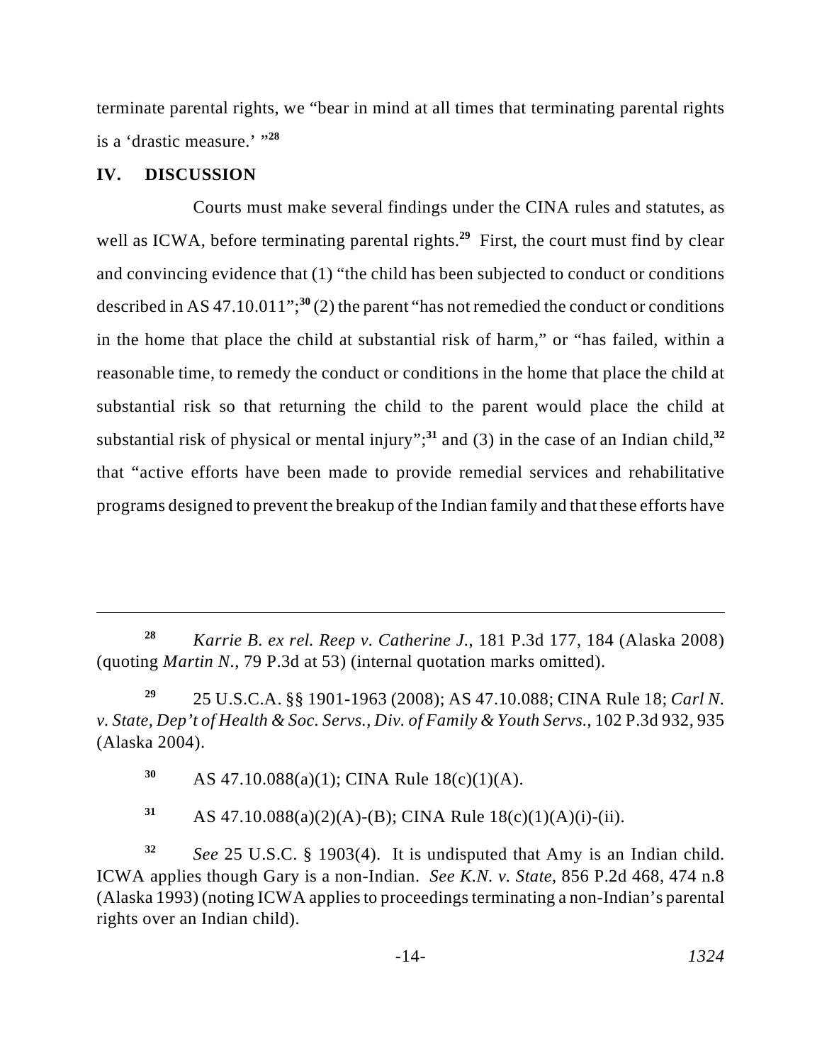terminate parental rights, we "bear in mind at all times that terminating parental rights is a 'drastic measure.' "[28]

## IV. DISCUSSION

Courts must make several findings under the CINA rules and statutes, as well as ICWA, before terminating parental rights.[29] First, the court must find by clear and convincing evidence that (1) "the child has been subjected to conduct or conditions described in AS 47.10.011";[30] (2) the parent "has not remedied the conduct or conditions in the home that place the child at substantial risk of harm," or "has failed, within a reasonable time, to remedy the conduct or conditions in the home that place the child at substantial risk so that returning the child to the parent would place the child at substantial risk of physical or mental injury";[31] and (3) in the case of an Indian child,[32] that "active efforts have been made to provide remedial services and rehabilitative programs designed to prevent the breakup of the Indian family and that these efforts have

---

[28] *Karrie B. ex rel. Reep v. Catherine J.*, 181 P.3d 177, 184 (Alaska 2008) (quoting *Martin N.*, 79 P.3d at 53) (internal quotation marks omitted).

[29] 25 U.S.C.A. §§ 1901-1963 (2008); AS 47.10.088; CINA Rule 18; *Carl N. v. State, Dep't of Health & Soc. Servs., Div. of Family & Youth Servs.*, 102 P.3d 932, 935 (Alaska 2004).

[30] AS 47.10.088(a)(1); CINA Rule 18(c)(1)(A).

[31] AS 47.10.088(a)(2)(A)-(B); CINA Rule 18(c)(1)(A)(i)-(ii).

[32] *See* 25 U.S.C. § 1903(4). It is undisputed that Amy is an Indian child. ICWA applies though Gary is a non-Indian. *See K.N. v. State*, 856 P.2d 468, 474 n.8 (Alaska 1993) (noting ICWA applies to proceedings terminating a non-Indian's parental rights over an Indian child).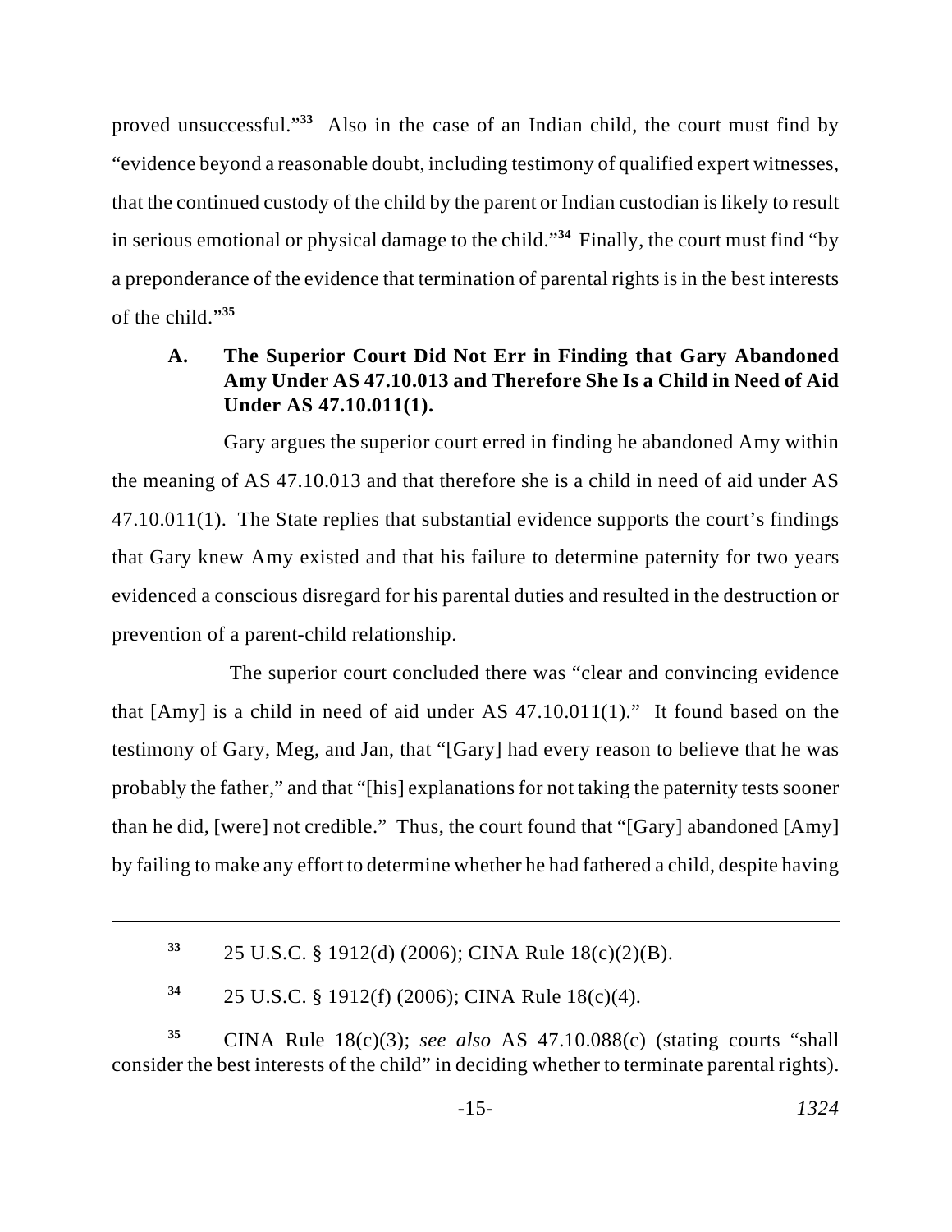proved unsuccessful."[33] Also in the case of an Indian child, the court must find by "evidence beyond a reasonable doubt, including testimony of qualified expert witnesses, that the continued custody of the child by the parent or Indian custodian is likely to result in serious emotional or physical damage to the child."[34] Finally, the court must find "by a preponderance of the evidence that termination of parental rights is in the best interests of the child."[35]

### A. The Superior Court Did Not Err in Finding that Gary Abandoned Amy Under AS 47.10.013 and Therefore She Is a Child in Need of Aid Under AS 47.10.011(1).

Gary argues the superior court erred in finding he abandoned Amy within the meaning of AS 47.10.013 and that therefore she is a child in need of aid under AS 47.10.011(1). The State replies that substantial evidence supports the court's findings that Gary knew Amy existed and that his failure to determine paternity for two years evidenced a conscious disregard for his parental duties and resulted in the destruction or prevention of a parent-child relationship.

The superior court concluded there was "clear and convincing evidence that [Amy] is a child in need of aid under AS 47.10.011(1)." It found based on the testimony of Gary, Meg, and Jan, that "[Gary] had every reason to believe that he was probably the father," and that "[his] explanations for not taking the paternity tests sooner than he did, [were] not credible." Thus, the court found that "[Gary] abandoned [Amy] by failing to make any effort to determine whether he had fathered a child, despite having

---

[33] 25 U.S.C. § 1912(d) (2006); CINA Rule 18(c)(2)(B).

[34] 25 U.S.C. § 1912(f) (2006); CINA Rule 18(c)(4).

[35] CINA Rule 18(c)(3); *see also* AS 47.10.088(c) (stating courts "shall consider the best interests of the child" in deciding whether to terminate parental rights).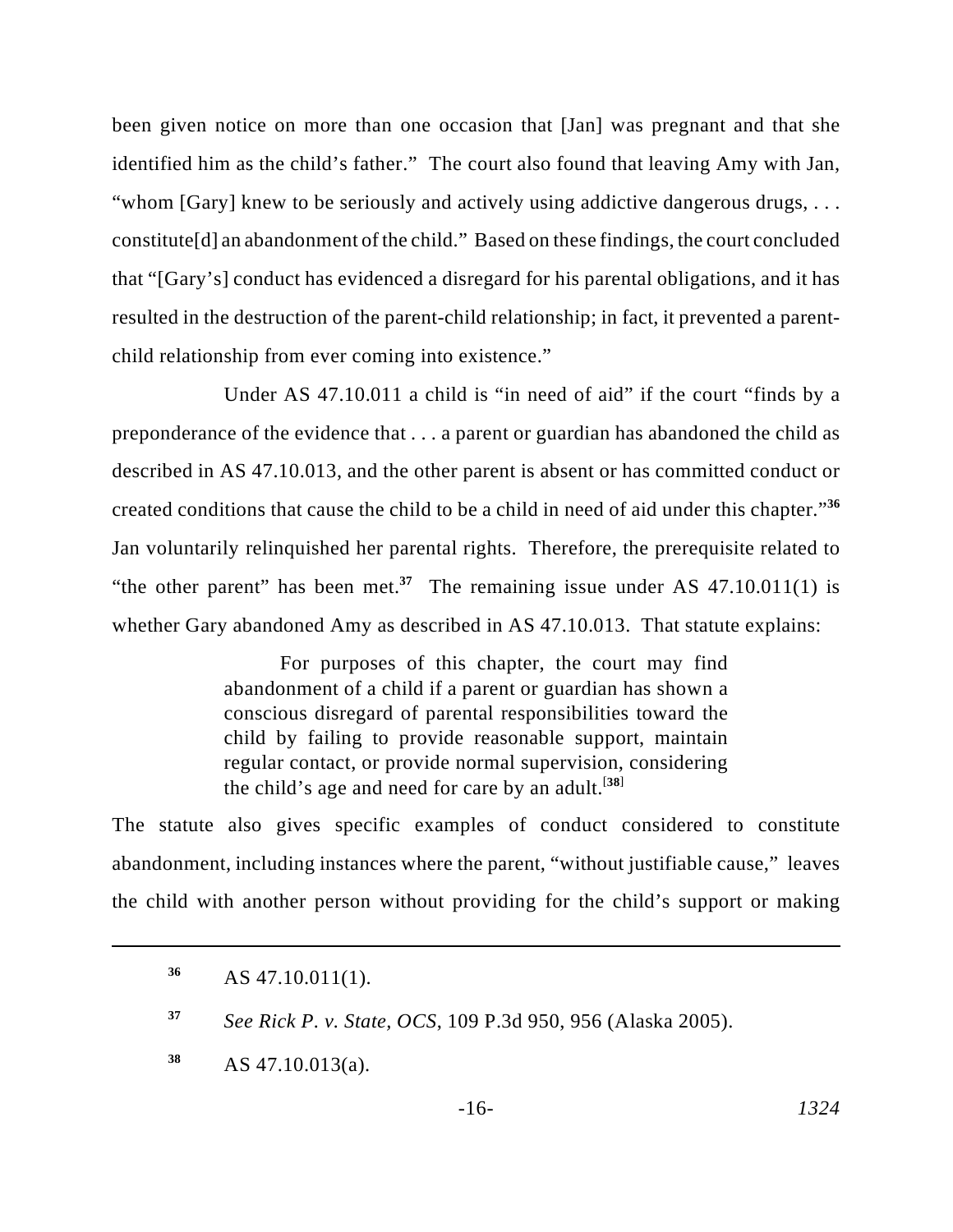been given notice on more than one occasion that [Jan] was pregnant and that she identified him as the child's father." The court also found that leaving Amy with Jan, "whom [Gary] knew to be seriously and actively using addictive dangerous drugs, . . . constitute[d] an abandonment of the child." Based on these findings, the court concluded that "[Gary's] conduct has evidenced a disregard for his parental obligations, and it has resulted in the destruction of the parent-child relationship; in fact, it prevented a parent-child relationship from ever coming into existence."

Under AS 47.10.011 a child is "in need of aid" if the court "finds by a preponderance of the evidence that . . . a parent or guardian has abandoned the child as described in AS 47.10.013, and the other parent is absent or has committed conduct or created conditions that cause the child to be a child in need of aid under this chapter."[36] Jan voluntarily relinquished her parental rights. Therefore, the prerequisite related to "the other parent" has been met.[37] The remaining issue under AS 47.10.011(1) is whether Gary abandoned Amy as described in AS 47.10.013. That statute explains:

> For purposes of this chapter, the court may find abandonment of a child if a parent or guardian has shown a conscious disregard of parental responsibilities toward the child by failing to provide reasonable support, maintain regular contact, or provide normal supervision, considering the child's age and need for care by an adult.[38]

The statute also gives specific examples of conduct considered to constitute abandonment, including instances where the parent, "without justifiable cause," leaves the child with another person without providing for the child's support or making

---

[36] AS 47.10.011(1).

[37] *See Rick P. v. State, OCS*, 109 P.3d 950, 956 (Alaska 2005).

[38] AS 47.10.013(a).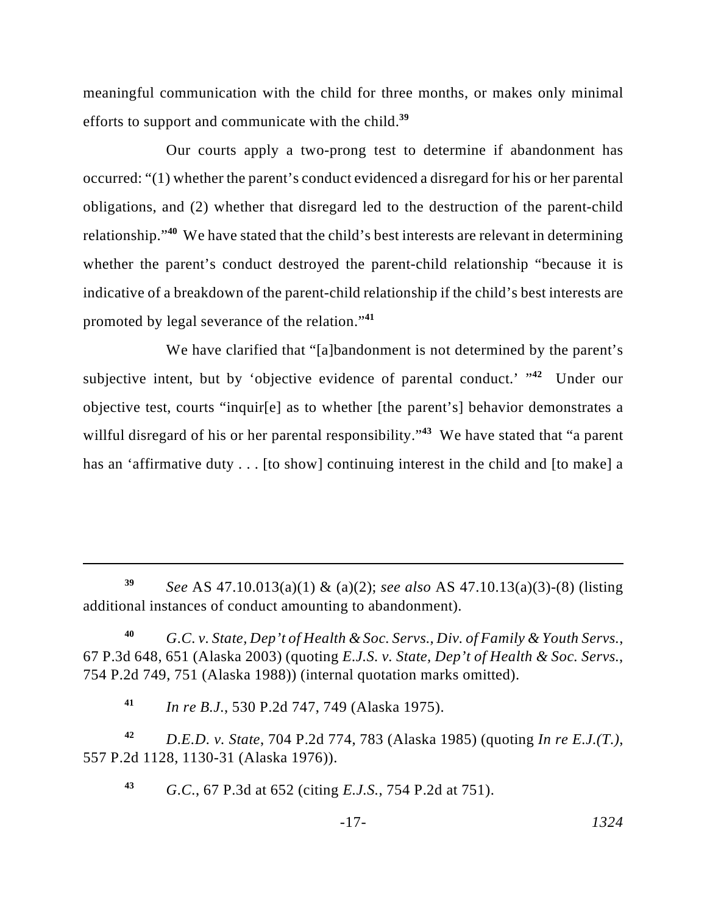meaningful communication with the child for three months, or makes only minimal efforts to support and communicate with the child.[39]

Our courts apply a two-prong test to determine if abandonment has occurred: "(1) whether the parent's conduct evidenced a disregard for his or her parental obligations, and (2) whether that disregard led to the destruction of the parent-child relationship."[40] We have stated that the child's best interests are relevant in determining whether the parent's conduct destroyed the parent-child relationship "because it is indicative of a breakdown of the parent-child relationship if the child's best interests are promoted by legal severance of the relation."[41]

We have clarified that "[a]bandonment is not determined by the parent's subjective intent, but by 'objective evidence of parental conduct.' "[42] Under our objective test, courts "inquir[e] as to whether [the parent's] behavior demonstrates a willful disregard of his or her parental responsibility."[43] We have stated that "a parent has an 'affirmative duty . . . [to show] continuing interest in the child and [to make] a

---

[39] *See* AS 47.10.013(a)(1) & (a)(2); *see also* AS 47.10.13(a)(3)-(8) (listing additional instances of conduct amounting to abandonment).

[40] *G.C. v. State, Dep't of Health & Soc. Servs., Div. of Family & Youth Servs.*, 67 P.3d 648, 651 (Alaska 2003) (quoting *E.J.S. v. State, Dep't of Health & Soc. Servs.*, 754 P.2d 749, 751 (Alaska 1988)) (internal quotation marks omitted).

[41] *In re B.J.*, 530 P.2d 747, 749 (Alaska 1975).

[42] *D.E.D. v. State*, 704 P.2d 774, 783 (Alaska 1985) (quoting *In re E.J.(T.)*, 557 P.2d 1128, 1130-31 (Alaska 1976)).

[43] *G.C.*, 67 P.3d at 652 (citing *E.J.S.*, 754 P.2d at 751).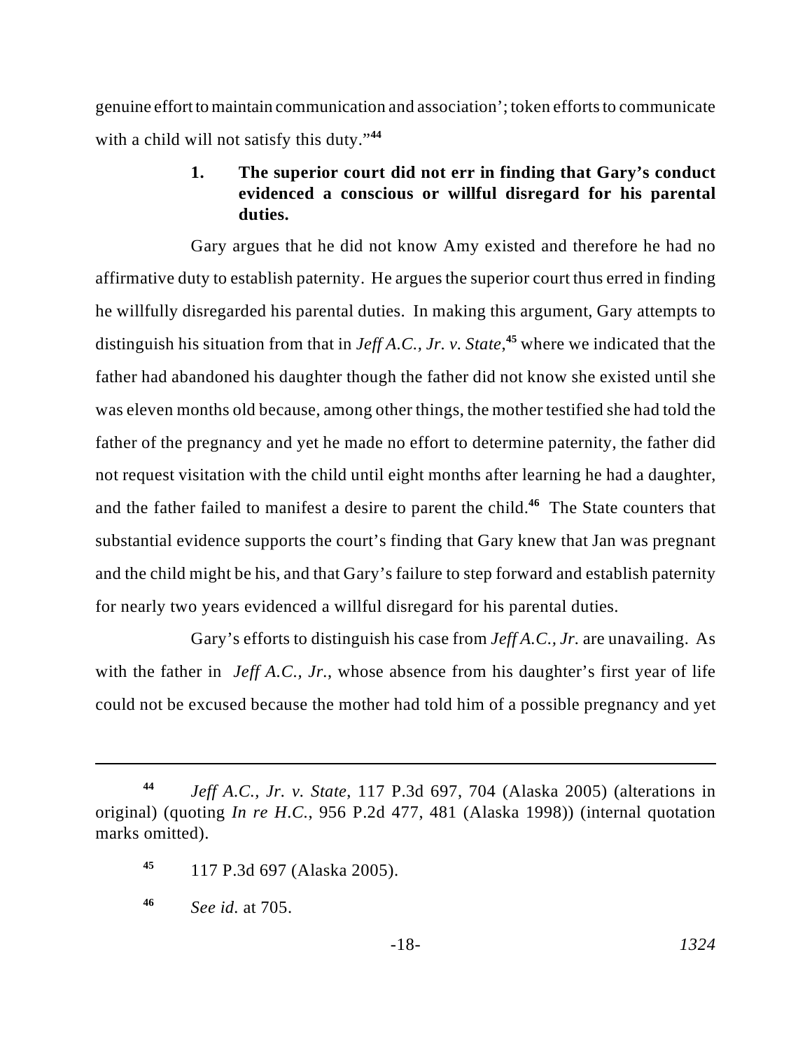genuine effort to maintain communication and association'; token efforts to communicate with a child will not satisfy this duty."[44]

**1. The superior court did not err in finding that Gary's conduct evidenced a conscious or willful disregard for his parental duties.**

Gary argues that he did not know Amy existed and therefore he had no affirmative duty to establish paternity. He argues the superior court thus erred in finding he willfully disregarded his parental duties. In making this argument, Gary attempts to distinguish his situation from that in *Jeff A.C., Jr. v. State*,[45] where we indicated that the father had abandoned his daughter though the father did not know she existed until she was eleven months old because, among other things, the mother testified she had told the father of the pregnancy and yet he made no effort to determine paternity, the father did not request visitation with the child until eight months after learning he had a daughter, and the father failed to manifest a desire to parent the child.[46] The State counters that substantial evidence supports the court's finding that Gary knew that Jan was pregnant and the child might be his, and that Gary's failure to step forward and establish paternity for nearly two years evidenced a willful disregard for his parental duties.

Gary's efforts to distinguish his case from *Jeff A.C., Jr.* are unavailing. As with the father in *Jeff A.C., Jr.*, whose absence from his daughter's first year of life could not be excused because the mother had told him of a possible pregnancy and yet

---

[44] *Jeff A.C., Jr. v. State*, 117 P.3d 697, 704 (Alaska 2005) (alterations in original) (quoting *In re H.C.*, 956 P.2d 477, 481 (Alaska 1998)) (internal quotation marks omitted).

[45] 117 P.3d 697 (Alaska 2005).

[46] *See id.* at 705.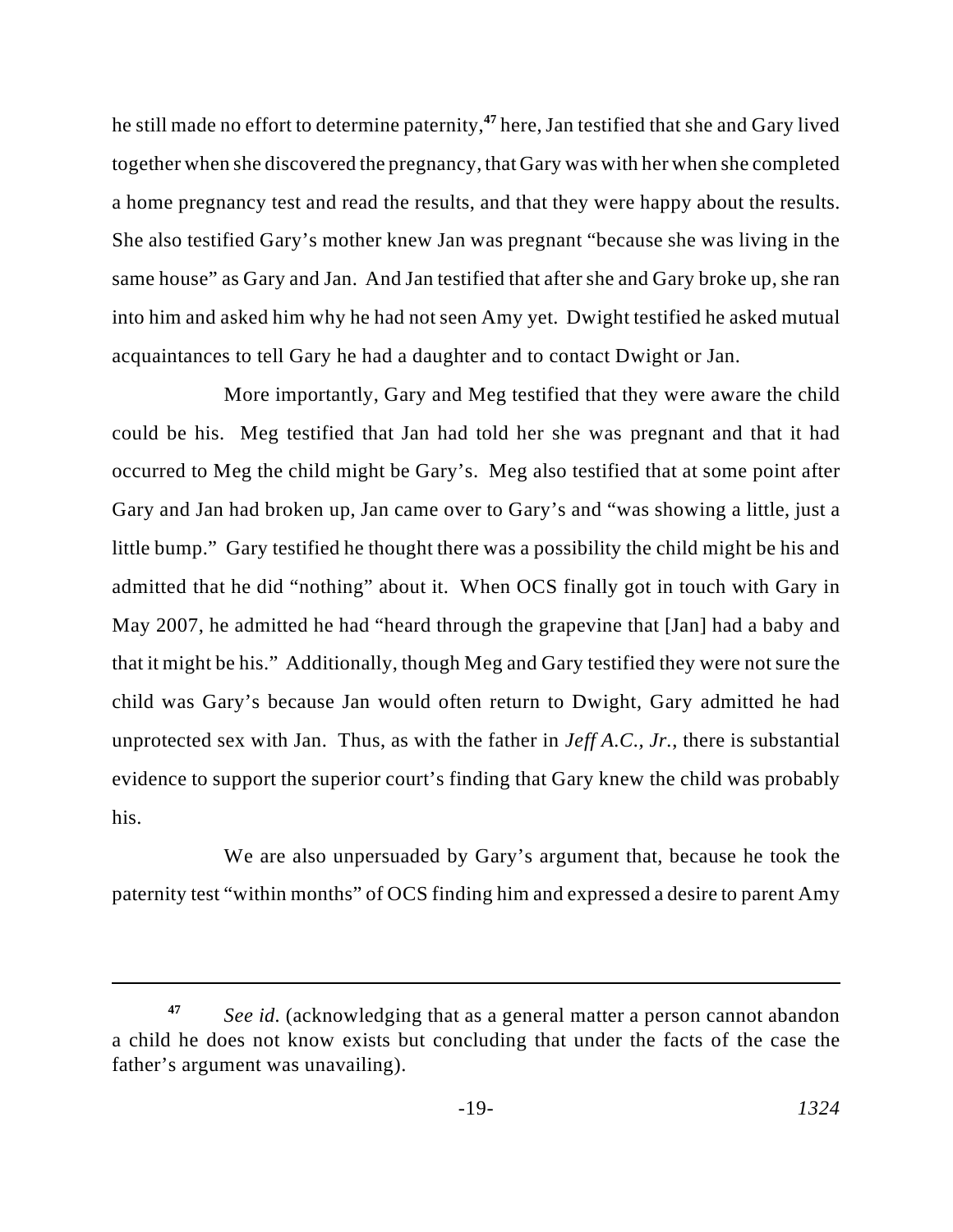he still made no effort to determine paternity,[47] here, Jan testified that she and Gary lived together when she discovered the pregnancy, that Gary was with her when she completed a home pregnancy test and read the results, and that they were happy about the results. She also testified Gary's mother knew Jan was pregnant "because she was living in the same house" as Gary and Jan. And Jan testified that after she and Gary broke up, she ran into him and asked him why he had not seen Amy yet. Dwight testified he asked mutual acquaintances to tell Gary he had a daughter and to contact Dwight or Jan.

More importantly, Gary and Meg testified that they were aware the child could be his. Meg testified that Jan had told her she was pregnant and that it had occurred to Meg the child might be Gary's. Meg also testified that at some point after Gary and Jan had broken up, Jan came over to Gary's and "was showing a little, just a little bump." Gary testified he thought there was a possibility the child might be his and admitted that he did "nothing" about it. When OCS finally got in touch with Gary in May 2007, he admitted he had "heard through the grapevine that [Jan] had a baby and that it might be his." Additionally, though Meg and Gary testified they were not sure the child was Gary's because Jan would often return to Dwight, Gary admitted he had unprotected sex with Jan. Thus, as with the father in *Jeff A.C., Jr.*, there is substantial evidence to support the superior court's finding that Gary knew the child was probably his.

We are also unpersuaded by Gary's argument that, because he took the paternity test "within months" of OCS finding him and expressed a desire to parent Amy

---

[47] *See id.* (acknowledging that as a general matter a person cannot abandon a child he does not know exists but concluding that under the facts of the case the father's argument was unavailing).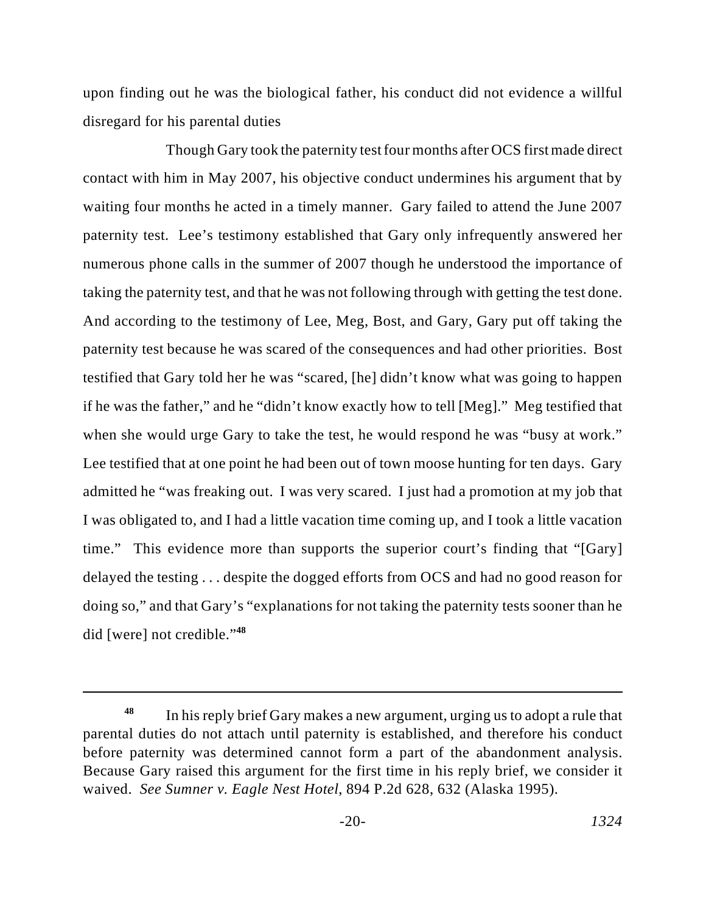upon finding out he was the biological father, his conduct did not evidence a willful disregard for his parental duties

Though Gary took the paternity test four months after OCS first made direct contact with him in May 2007, his objective conduct undermines his argument that by waiting four months he acted in a timely manner. Gary failed to attend the June 2007 paternity test. Lee's testimony established that Gary only infrequently answered her numerous phone calls in the summer of 2007 though he understood the importance of taking the paternity test, and that he was not following through with getting the test done. And according to the testimony of Lee, Meg, Bost, and Gary, Gary put off taking the paternity test because he was scared of the consequences and had other priorities. Bost testified that Gary told her he was "scared, [he] didn't know what was going to happen if he was the father," and he "didn't know exactly how to tell [Meg]." Meg testified that when she would urge Gary to take the test, he would respond he was "busy at work." Lee testified that at one point he had been out of town moose hunting for ten days. Gary admitted he "was freaking out. I was very scared. I just had a promotion at my job that I was obligated to, and I had a little vacation time coming up, and I took a little vacation time." This evidence more than supports the superior court's finding that "[Gary] delayed the testing . . . despite the dogged efforts from OCS and had no good reason for doing so," and that Gary's "explanations for not taking the paternity tests sooner than he did [were] not credible."[48]

---

[48] In his reply brief Gary makes a new argument, urging us to adopt a rule that parental duties do not attach until paternity is established, and therefore his conduct before paternity was determined cannot form a part of the abandonment analysis. Because Gary raised this argument for the first time in his reply brief, we consider it waived. *See Sumner v. Eagle Nest Hotel*, 894 P.2d 628, 632 (Alaska 1995).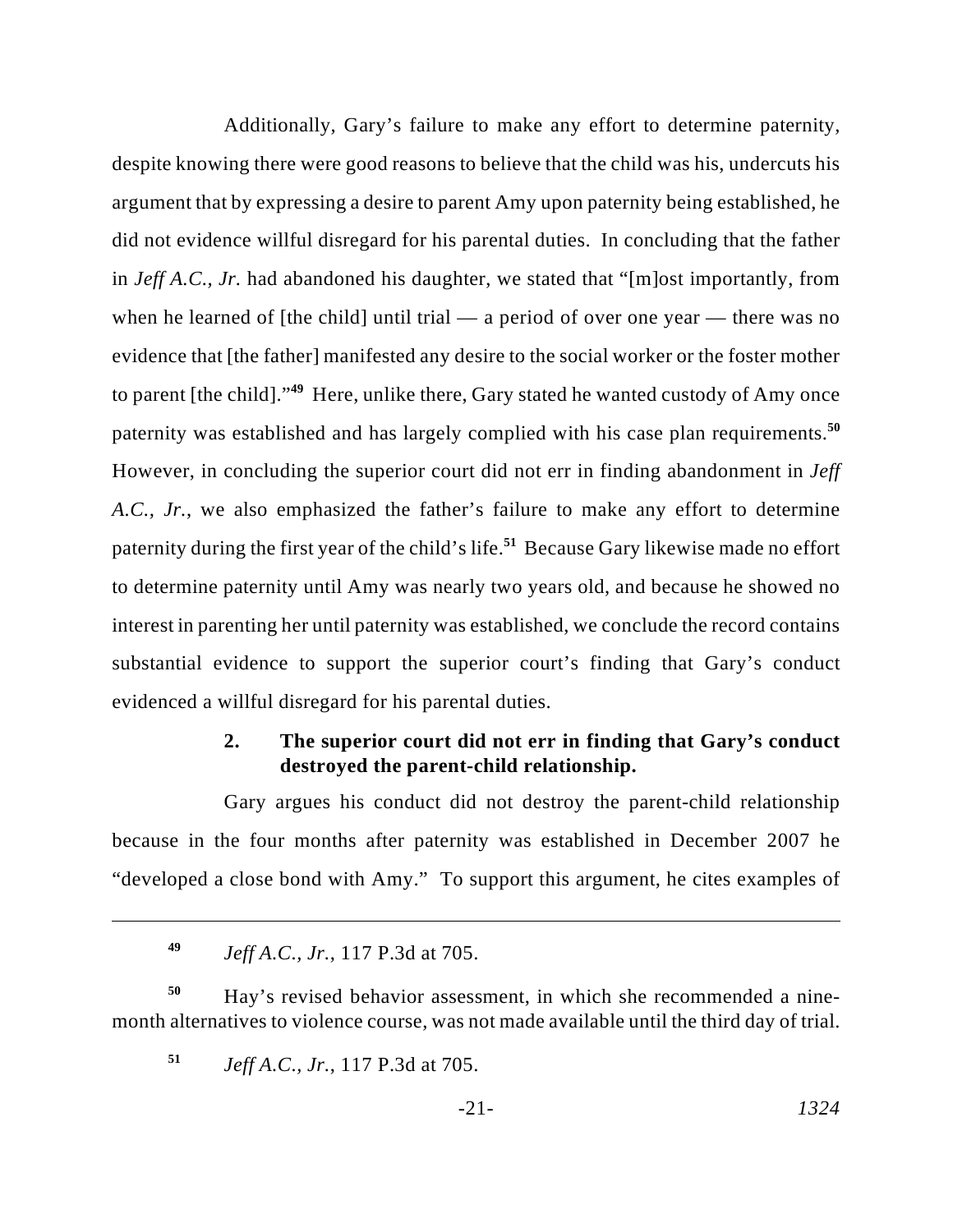Additionally, Gary's failure to make any effort to determine paternity, despite knowing there were good reasons to believe that the child was his, undercuts his argument that by expressing a desire to parent Amy upon paternity being established, he did not evidence willful disregard for his parental duties. In concluding that the father in *Jeff A.C., Jr.* had abandoned his daughter, we stated that "[m]ost importantly, from when he learned of [the child] until trial — a period of over one year — there was no evidence that [the father] manifested any desire to the social worker or the foster mother to parent [the child]."[49] Here, unlike there, Gary stated he wanted custody of Amy once paternity was established and has largely complied with his case plan requirements.[50] However, in concluding the superior court did not err in finding abandonment in *Jeff A.C., Jr.*, we also emphasized the father's failure to make any effort to determine paternity during the first year of the child's life.[51] Because Gary likewise made no effort to determine paternity until Amy was nearly two years old, and because he showed no interest in parenting her until paternity was established, we conclude the record contains substantial evidence to support the superior court's finding that Gary's conduct evidenced a willful disregard for his parental duties.

### 2. The superior court did not err in finding that Gary's conduct destroyed the parent-child relationship.

Gary argues his conduct did not destroy the parent-child relationship because in the four months after paternity was established in December 2007 he "developed a close bond with Amy." To support this argument, he cites examples of

---

[49] *Jeff A.C., Jr.*, 117 P.3d at 705.

[50] Hay's revised behavior assessment, in which she recommended a nine-month alternatives to violence course, was not made available until the third day of trial.

[51] *Jeff A.C., Jr.*, 117 P.3d at 705.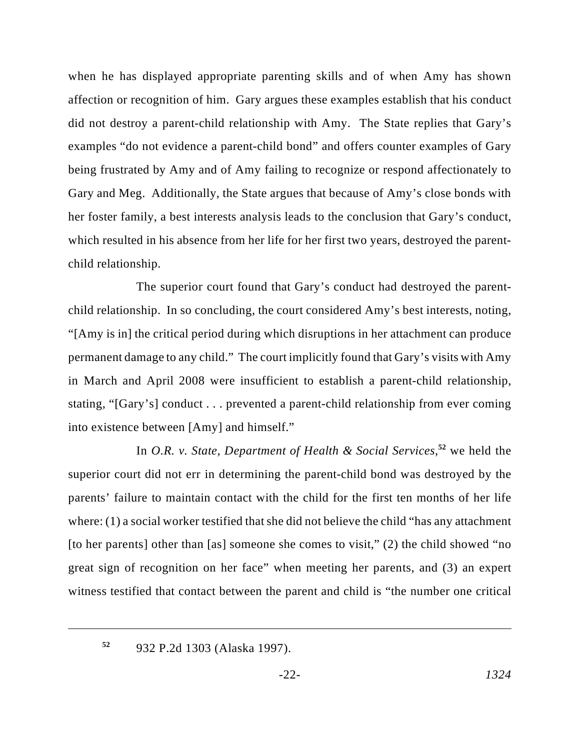when he has displayed appropriate parenting skills and of when Amy has shown affection or recognition of him. Gary argues these examples establish that his conduct did not destroy a parent-child relationship with Amy. The State replies that Gary's examples "do not evidence a parent-child bond" and offers counter examples of Gary being frustrated by Amy and of Amy failing to recognize or respond affectionately to Gary and Meg. Additionally, the State argues that because of Amy's close bonds with her foster family, a best interests analysis leads to the conclusion that Gary's conduct, which resulted in his absence from her life for her first two years, destroyed the parent-child relationship.

The superior court found that Gary's conduct had destroyed the parent-child relationship. In so concluding, the court considered Amy's best interests, noting, "[Amy is in] the critical period during which disruptions in her attachment can produce permanent damage to any child." The court implicitly found that Gary's visits with Amy in March and April 2008 were insufficient to establish a parent-child relationship, stating, "[Gary's] conduct . . . prevented a parent-child relationship from ever coming into existence between [Amy] and himself."

In *O.R. v. State, Department of Health & Social Services*,[52] we held the superior court did not err in determining the parent-child bond was destroyed by the parents' failure to maintain contact with the child for the first ten months of her life where: (1) a social worker testified that she did not believe the child "has any attachment [to her parents] other than [as] someone she comes to visit," (2) the child showed "no great sign of recognition on her face" when meeting her parents, and (3) an expert witness testified that contact between the parent and child is "the number one critical

---

[52] 932 P.2d 1303 (Alaska 1997).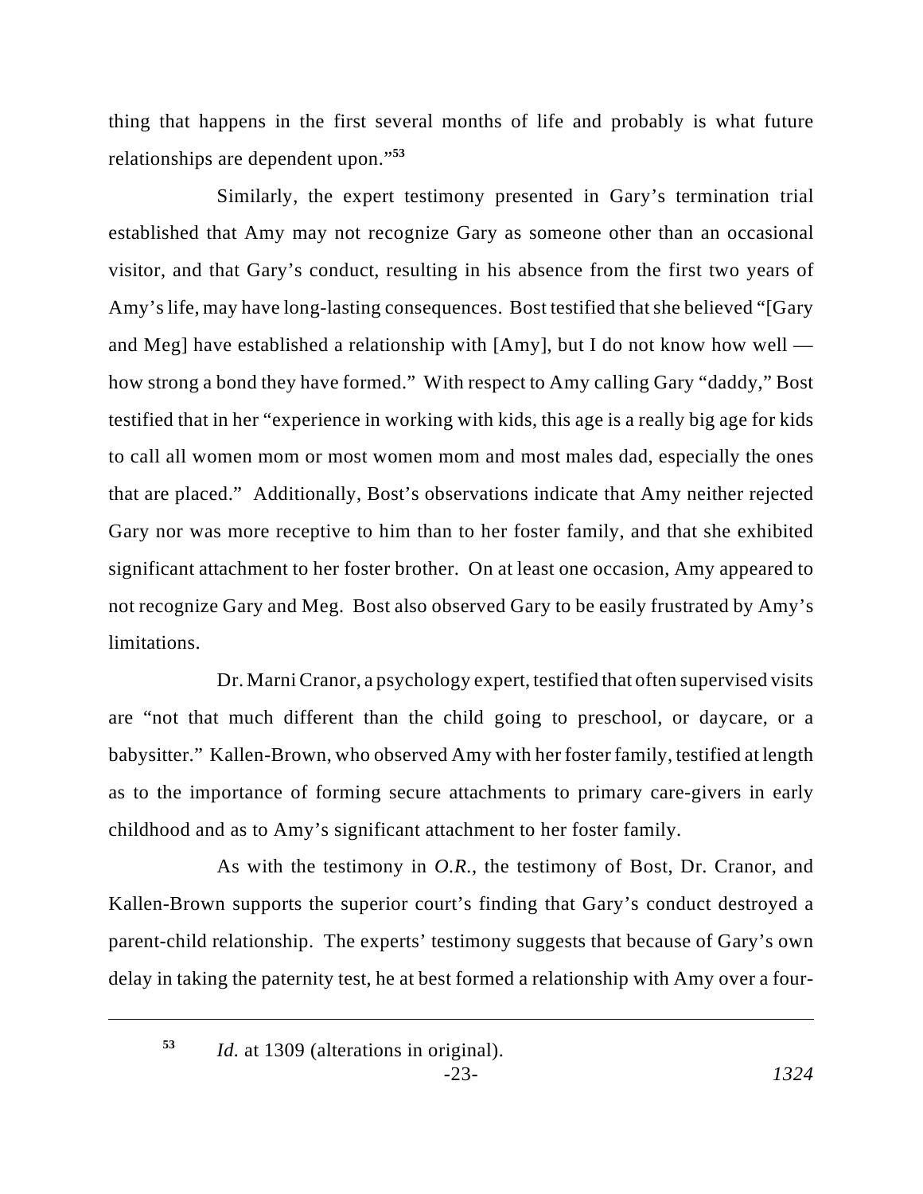thing that happens in the first several months of life and probably is what future relationships are dependent upon."[53]

Similarly, the expert testimony presented in Gary's termination trial established that Amy may not recognize Gary as someone other than an occasional visitor, and that Gary's conduct, resulting in his absence from the first two years of Amy's life, may have long-lasting consequences. Bost testified that she believed "[Gary and Meg] have established a relationship with [Amy], but I do not know how well — how strong a bond they have formed." With respect to Amy calling Gary "daddy," Bost testified that in her "experience in working with kids, this age is a really big age for kids to call all women mom or most women mom and most males dad, especially the ones that are placed." Additionally, Bost's observations indicate that Amy neither rejected Gary nor was more receptive to him than to her foster family, and that she exhibited significant attachment to her foster brother. On at least one occasion, Amy appeared to not recognize Gary and Meg. Bost also observed Gary to be easily frustrated by Amy's limitations.

Dr. Marni Cranor, a psychology expert, testified that often supervised visits are "not that much different than the child going to preschool, or daycare, or a babysitter." Kallen-Brown, who observed Amy with her foster family, testified at length as to the importance of forming secure attachments to primary care-givers in early childhood and as to Amy's significant attachment to her foster family.

As with the testimony in *O.R.*, the testimony of Bost, Dr. Cranor, and Kallen-Brown supports the superior court's finding that Gary's conduct destroyed a parent-child relationship. The experts' testimony suggests that because of Gary's own delay in taking the paternity test, he at best formed a relationship with Amy over a four-

---

[53] *Id.* at 1309 (alterations in original).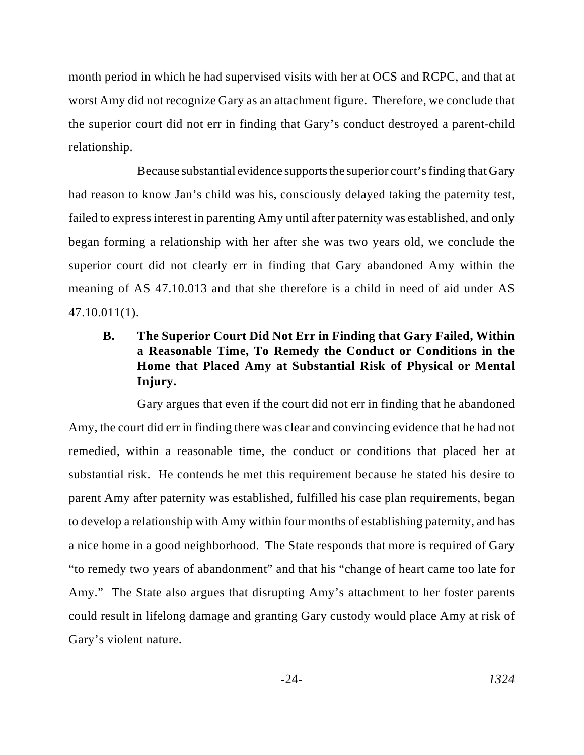month period in which he had supervised visits with her at OCS and RCPC, and that at worst Amy did not recognize Gary as an attachment figure. Therefore, we conclude that the superior court did not err in finding that Gary's conduct destroyed a parent-child relationship.

Because substantial evidence supports the superior court's finding that Gary had reason to know Jan's child was his, consciously delayed taking the paternity test, failed to express interest in parenting Amy until after paternity was established, and only began forming a relationship with her after she was two years old, we conclude the superior court did not clearly err in finding that Gary abandoned Amy within the meaning of AS 47.10.013 and that she therefore is a child in need of aid under AS 47.10.011(1).

### B. The Superior Court Did Not Err in Finding that Gary Failed, Within a Reasonable Time, To Remedy the Conduct or Conditions in the Home that Placed Amy at Substantial Risk of Physical or Mental Injury.

Gary argues that even if the court did not err in finding that he abandoned Amy, the court did err in finding there was clear and convincing evidence that he had not remedied, within a reasonable time, the conduct or conditions that placed her at substantial risk. He contends he met this requirement because he stated his desire to parent Amy after paternity was established, fulfilled his case plan requirements, began to develop a relationship with Amy within four months of establishing paternity, and has a nice home in a good neighborhood. The State responds that more is required of Gary "to remedy two years of abandonment" and that his "change of heart came too late for Amy." The State also argues that disrupting Amy's attachment to her foster parents could result in lifelong damage and granting Gary custody would place Amy at risk of Gary's violent nature.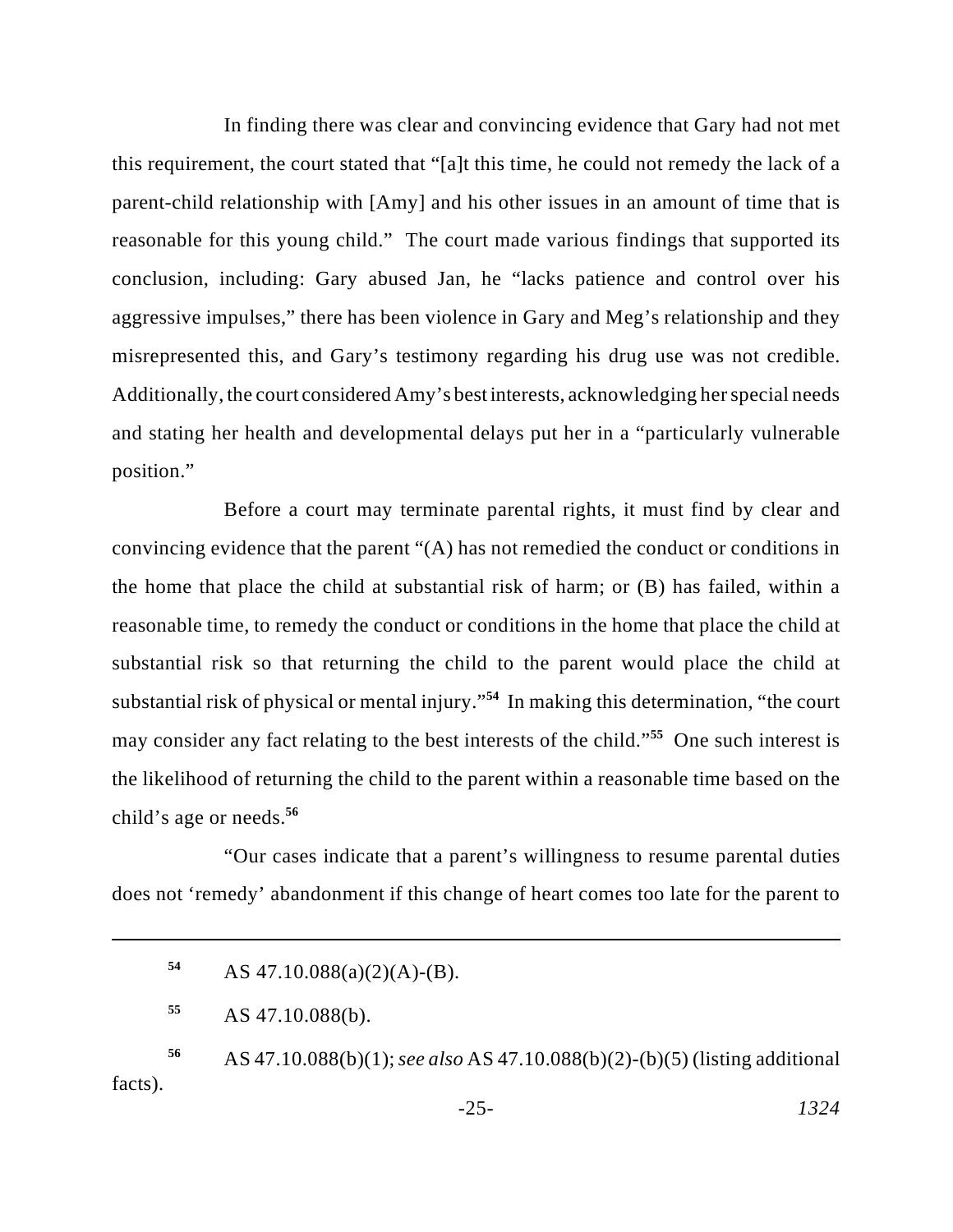In finding there was clear and convincing evidence that Gary had not met this requirement, the court stated that "[a]t this time, he could not remedy the lack of a parent-child relationship with [Amy] and his other issues in an amount of time that is reasonable for this young child." The court made various findings that supported its conclusion, including: Gary abused Jan, he "lacks patience and control over his aggressive impulses," there has been violence in Gary and Meg's relationship and they misrepresented this, and Gary's testimony regarding his drug use was not credible. Additionally, the court considered Amy's best interests, acknowledging her special needs and stating her health and developmental delays put her in a "particularly vulnerable position."

Before a court may terminate parental rights, it must find by clear and convincing evidence that the parent "(A) has not remedied the conduct or conditions in the home that place the child at substantial risk of harm; or (B) has failed, within a reasonable time, to remedy the conduct or conditions in the home that place the child at substantial risk so that returning the child to the parent would place the child at substantial risk of physical or mental injury."[54] In making this determination, "the court may consider any fact relating to the best interests of the child."[55] One such interest is the likelihood of returning the child to the parent within a reasonable time based on the child's age or needs.[56]

"Our cases indicate that a parent's willingness to resume parental duties does not 'remedy' abandonment if this change of heart comes too late for the parent to

---

[54] AS 47.10.088(a)(2)(A)-(B).

[55] AS 47.10.088(b).

[56] AS 47.10.088(b)(1); *see also* AS 47.10.088(b)(2)-(b)(5) (listing additional facts).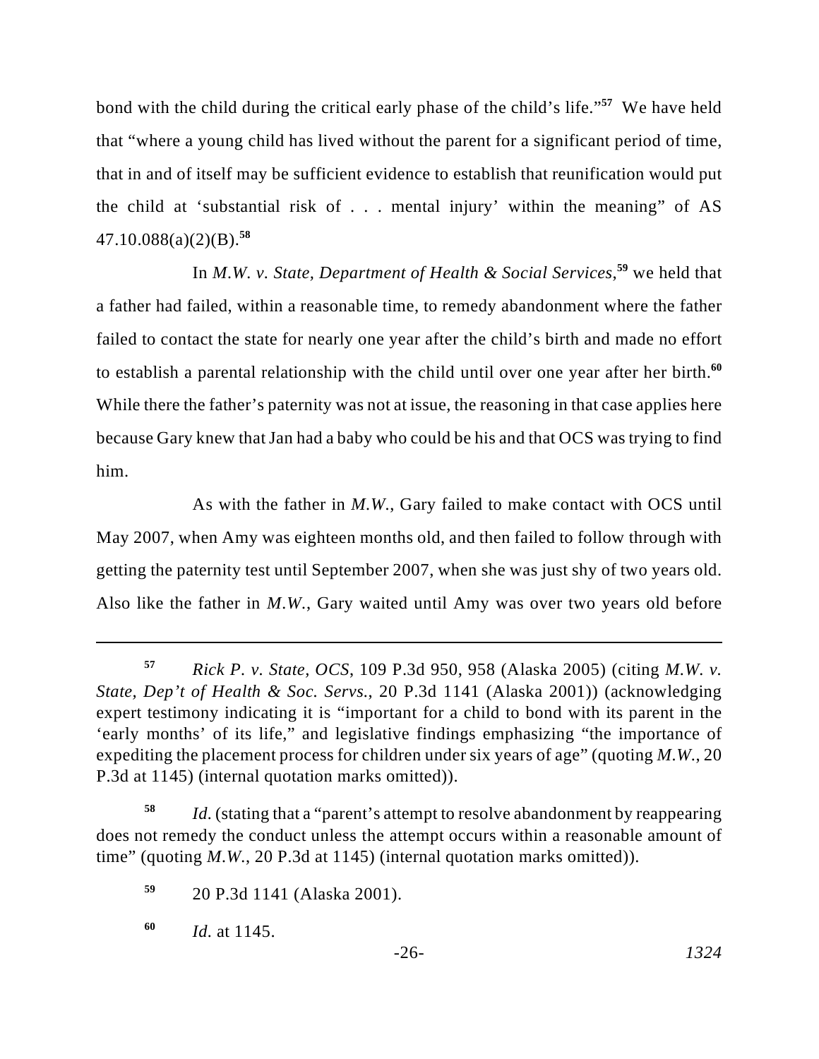bond with the child during the critical early phase of the child's life."[57] We have held that "where a young child has lived without the parent for a significant period of time, that in and of itself may be sufficient evidence to establish that reunification would put the child at 'substantial risk of . . . mental injury' within the meaning" of AS 47.10.088(a)(2)(B).[58]

In *M.W. v. State, Department of Health & Social Services*,[59] we held that a father had failed, within a reasonable time, to remedy abandonment where the father failed to contact the state for nearly one year after the child's birth and made no effort to establish a parental relationship with the child until over one year after her birth.[60] While there the father's paternity was not at issue, the reasoning in that case applies here because Gary knew that Jan had a baby who could be his and that OCS was trying to find him.

As with the father in *M.W.*, Gary failed to make contact with OCS until May 2007, when Amy was eighteen months old, and then failed to follow through with getting the paternity test until September 2007, when she was just shy of two years old. Also like the father in *M.W.*, Gary waited until Amy was over two years old before

---

[57] *Rick P. v. State, OCS*, 109 P.3d 950, 958 (Alaska 2005) (citing *M.W. v. State, Dep't of Health & Soc. Servs.*, 20 P.3d 1141 (Alaska 2001)) (acknowledging expert testimony indicating it is "important for a child to bond with its parent in the 'early months' of its life," and legislative findings emphasizing "the importance of expediting the placement process for children under six years of age" (quoting *M.W.*, 20 P.3d at 1145) (internal quotation marks omitted)).

[58] *Id.* (stating that a "parent's attempt to resolve abandonment by reappearing does not remedy the conduct unless the attempt occurs within a reasonable amount of time" (quoting *M.W.*, 20 P.3d at 1145) (internal quotation marks omitted)).

[59] 20 P.3d 1141 (Alaska 2001).

[60] *Id.* at 1145.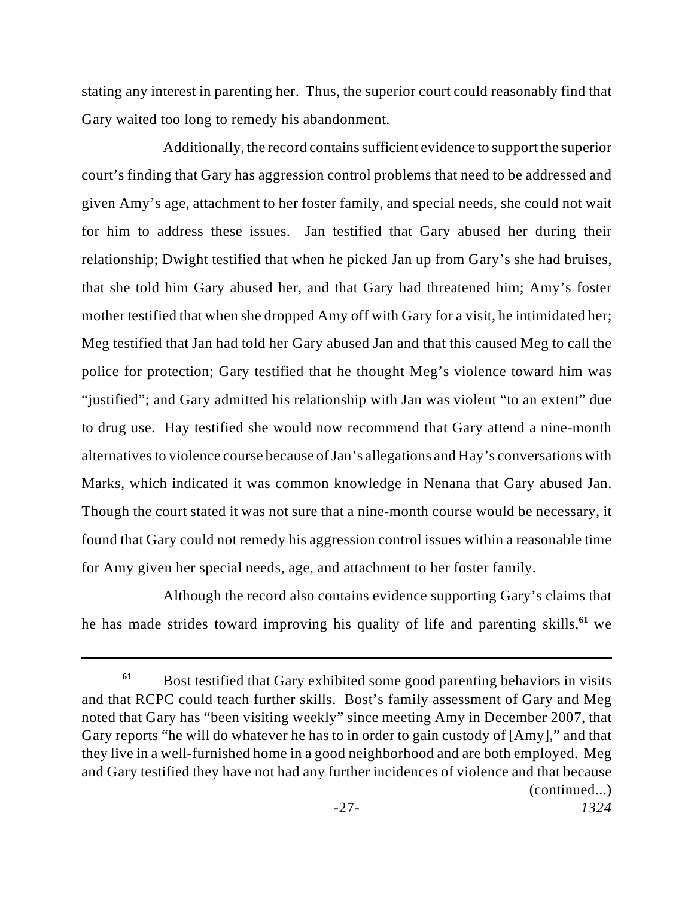stating any interest in parenting her. Thus, the superior court could reasonably find that Gary waited too long to remedy his abandonment.

Additionally, the record contains sufficient evidence to support the superior court's finding that Gary has aggression control problems that need to be addressed and given Amy's age, attachment to her foster family, and special needs, she could not wait for him to address these issues. Jan testified that Gary abused her during their relationship; Dwight testified that when he picked Jan up from Gary's she had bruises, that she told him Gary abused her, and that Gary had threatened him; Amy's foster mother testified that when she dropped Amy off with Gary for a visit, he intimidated her; Meg testified that Jan had told her Gary abused Jan and that this caused Meg to call the police for protection; Gary testified that he thought Meg's violence toward him was "justified"; and Gary admitted his relationship with Jan was violent "to an extent" due to drug use. Hay testified she would now recommend that Gary attend a nine-month alternatives to violence course because of Jan's allegations and Hay's conversations with Marks, which indicated it was common knowledge in Nenana that Gary abused Jan. Though the court stated it was not sure that a nine-month course would be necessary, it found that Gary could not remedy his aggression control issues within a reasonable time for Amy given her special needs, age, and attachment to her foster family.

Although the record also contains evidence supporting Gary's claims that he has made strides toward improving his quality of life and parenting skills,[61] we

---

[61] Bost testified that Gary exhibited some good parenting behaviors in visits and that RCPC could teach further skills. Bost's family assessment of Gary and Meg noted that Gary has "been visiting weekly" since meeting Amy in December 2007, that Gary reports "he will do whatever he has to in order to gain custody of [Amy]," and that they live in a well-furnished home in a good neighborhood and are both employed. Meg and Gary testified they have not had any further incidences of violence and that because (continued...)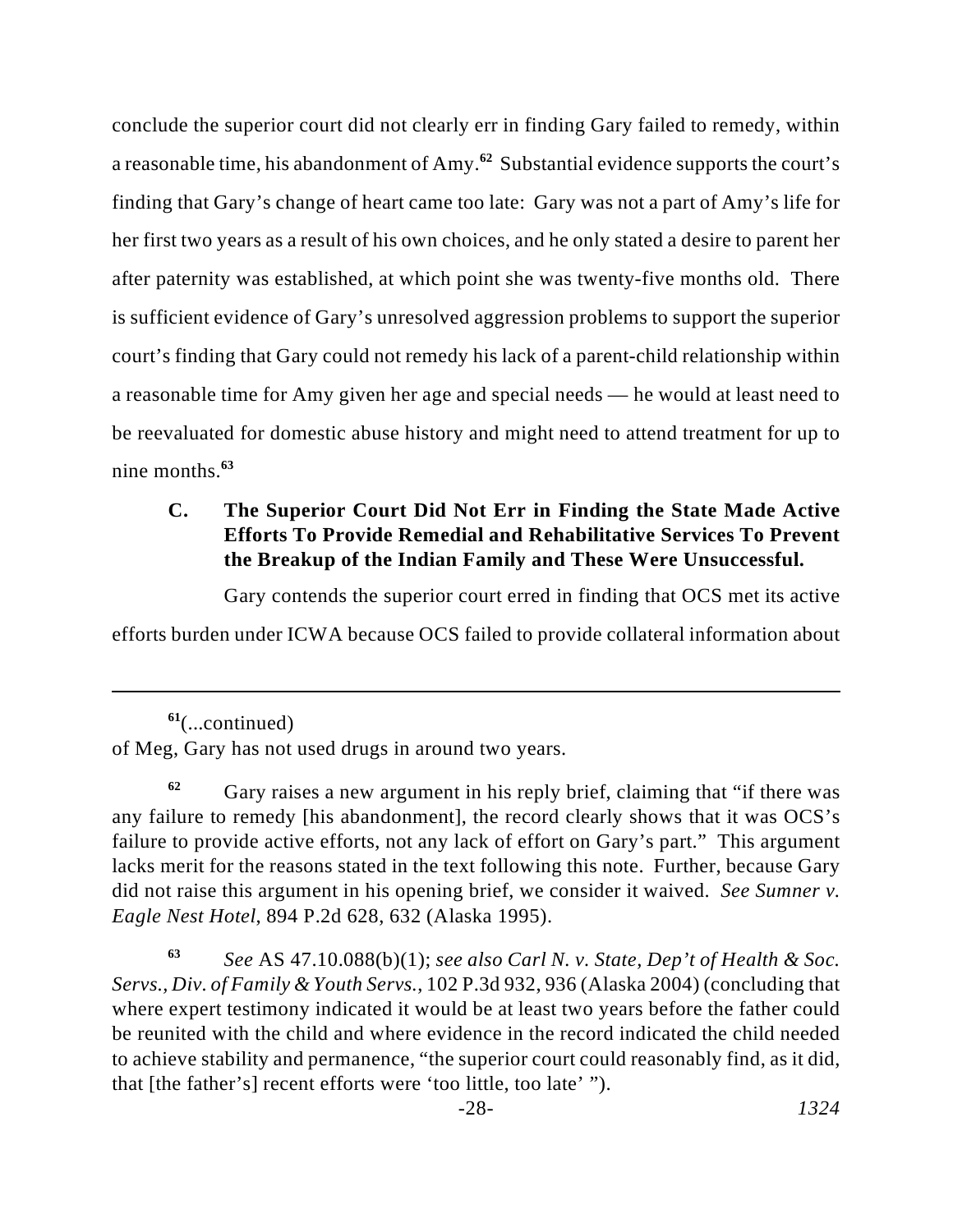conclude the superior court did not clearly err in finding Gary failed to remedy, within a reasonable time, his abandonment of Amy.[62] Substantial evidence supports the court's finding that Gary's change of heart came too late: Gary was not a part of Amy's life for her first two years as a result of his own choices, and he only stated a desire to parent her after paternity was established, at which point she was twenty-five months old. There is sufficient evidence of Gary's unresolved aggression problems to support the superior court's finding that Gary could not remedy his lack of a parent-child relationship within a reasonable time for Amy given her age and special needs — he would at least need to be reevaluated for domestic abuse history and might need to attend treatment for up to nine months.[63]

### C. The Superior Court Did Not Err in Finding the State Made Active Efforts To Provide Remedial and Rehabilitative Services To Prevent the Breakup of the Indian Family and These Were Unsuccessful.

Gary contends the superior court erred in finding that OCS met its active efforts burden under ICWA because OCS failed to provide collateral information about

---

[61](...continued)
of Meg, Gary has not used drugs in around two years.

[62] Gary raises a new argument in his reply brief, claiming that "if there was any failure to remedy [his abandonment], the record clearly shows that it was OCS's failure to provide active efforts, not any lack of effort on Gary's part." This argument lacks merit for the reasons stated in the text following this note. Further, because Gary did not raise this argument in his opening brief, we consider it waived. *See Sumner v. Eagle Nest Hotel*, 894 P.2d 628, 632 (Alaska 1995).

[63] *See* AS 47.10.088(b)(1); *see also Carl N. v. State, Dep't of Health & Soc. Servs., Div. of Family & Youth Servs.*, 102 P.3d 932, 936 (Alaska 2004) (concluding that where expert testimony indicated it would be at least two years before the father could be reunited with the child and where evidence in the record indicated the child needed to achieve stability and permanence, "the superior court could reasonably find, as it did, that [the father's] recent efforts were 'too little, too late' ").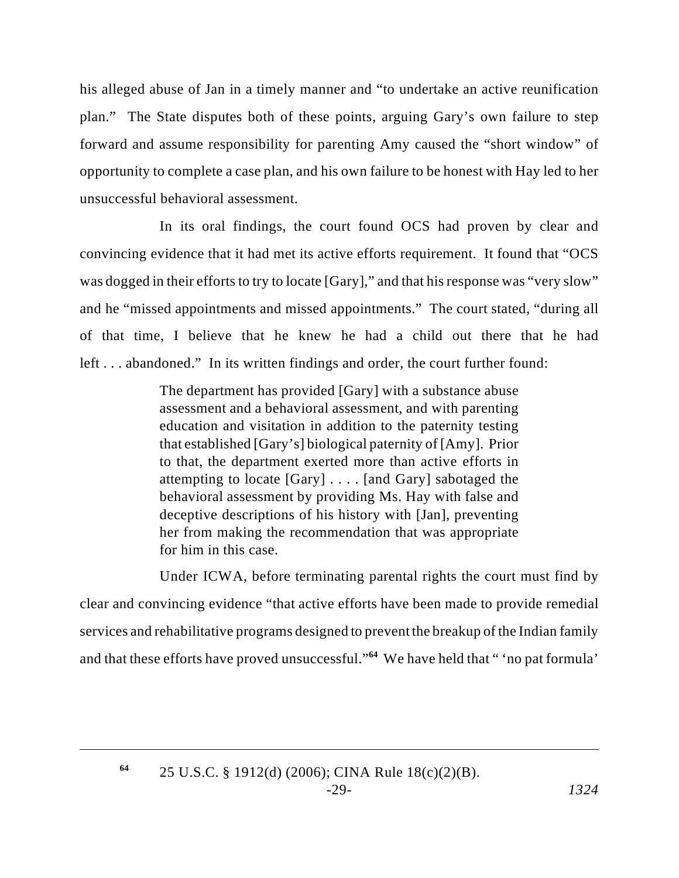his alleged abuse of Jan in a timely manner and "to undertake an active reunification plan." The State disputes both of these points, arguing Gary's own failure to step forward and assume responsibility for parenting Amy caused the "short window" of opportunity to complete a case plan, and his own failure to be honest with Hay led to her unsuccessful behavioral assessment.

In its oral findings, the court found OCS had proven by clear and convincing evidence that it had met its active efforts requirement. It found that "OCS was dogged in their efforts to try to locate [Gary]," and that his response was "very slow" and he "missed appointments and missed appointments." The court stated, "during all of that time, I believe that he knew he had a child out there that he had left . . . abandoned." In its written findings and order, the court further found:

> The department has provided [Gary] with a substance abuse assessment and a behavioral assessment, and with parenting education and visitation in addition to the paternity testing that established [Gary's] biological paternity of [Amy]. Prior to that, the department exerted more than active efforts in attempting to locate [Gary] . . . . [and Gary] sabotaged the behavioral assessment by providing Ms. Hay with false and deceptive descriptions of his history with [Jan], preventing her from making the recommendation that was appropriate for him in this case.

Under ICWA, before terminating parental rights the court must find by clear and convincing evidence "that active efforts have been made to provide remedial services and rehabilitative programs designed to prevent the breakup of the Indian family and that these efforts have proved unsuccessful."[64] We have held that " 'no pat formula'

[64] 25 U.S.C. § 1912(d) (2006); CINA Rule 18(c)(2)(B).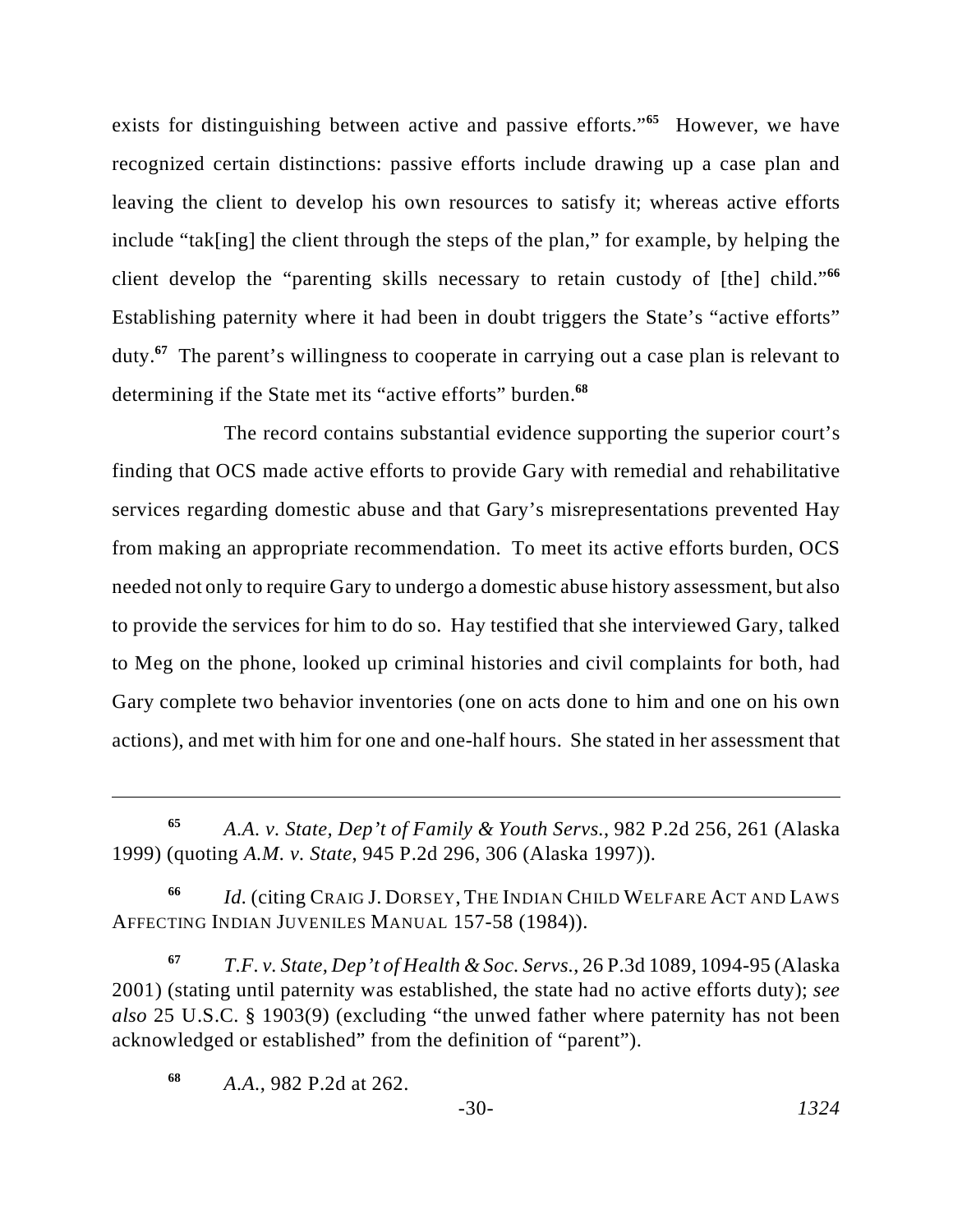exists for distinguishing between active and passive efforts."[65] However, we have recognized certain distinctions: passive efforts include drawing up a case plan and leaving the client to develop his own resources to satisfy it; whereas active efforts include "tak[ing] the client through the steps of the plan," for example, by helping the client develop the "parenting skills necessary to retain custody of [the] child."[66] Establishing paternity where it had been in doubt triggers the State's "active efforts" duty.[67] The parent's willingness to cooperate in carrying out a case plan is relevant to determining if the State met its "active efforts" burden.[68]

The record contains substantial evidence supporting the superior court's finding that OCS made active efforts to provide Gary with remedial and rehabilitative services regarding domestic abuse and that Gary's misrepresentations prevented Hay from making an appropriate recommendation. To meet its active efforts burden, OCS needed not only to require Gary to undergo a domestic abuse history assessment, but also to provide the services for him to do so. Hay testified that she interviewed Gary, talked to Meg on the phone, looked up criminal histories and civil complaints for both, had Gary complete two behavior inventories (one on acts done to him and one on his own actions), and met with him for one and one-half hours. She stated in her assessment that

---

[65] *A.A. v. State, Dep't of Family & Youth Servs.*, 982 P.2d 256, 261 (Alaska 1999) (quoting *A.M. v. State*, 945 P.2d 296, 306 (Alaska 1997)).

[66] *Id.* (citing CRAIG J. DORSEY, THE INDIAN CHILD WELFARE ACT AND LAWS AFFECTING INDIAN JUVENILES MANUAL 157-58 (1984)).

[67] *T.F. v. State, Dep't of Health & Soc. Servs.*, 26 P.3d 1089, 1094-95 (Alaska 2001) (stating until paternity was established, the state had no active efforts duty); *see also* 25 U.S.C. § 1903(9) (excluding "the unwed father where paternity has not been acknowledged or established" from the definition of "parent").

[68] *A.A.*, 982 P.2d at 262.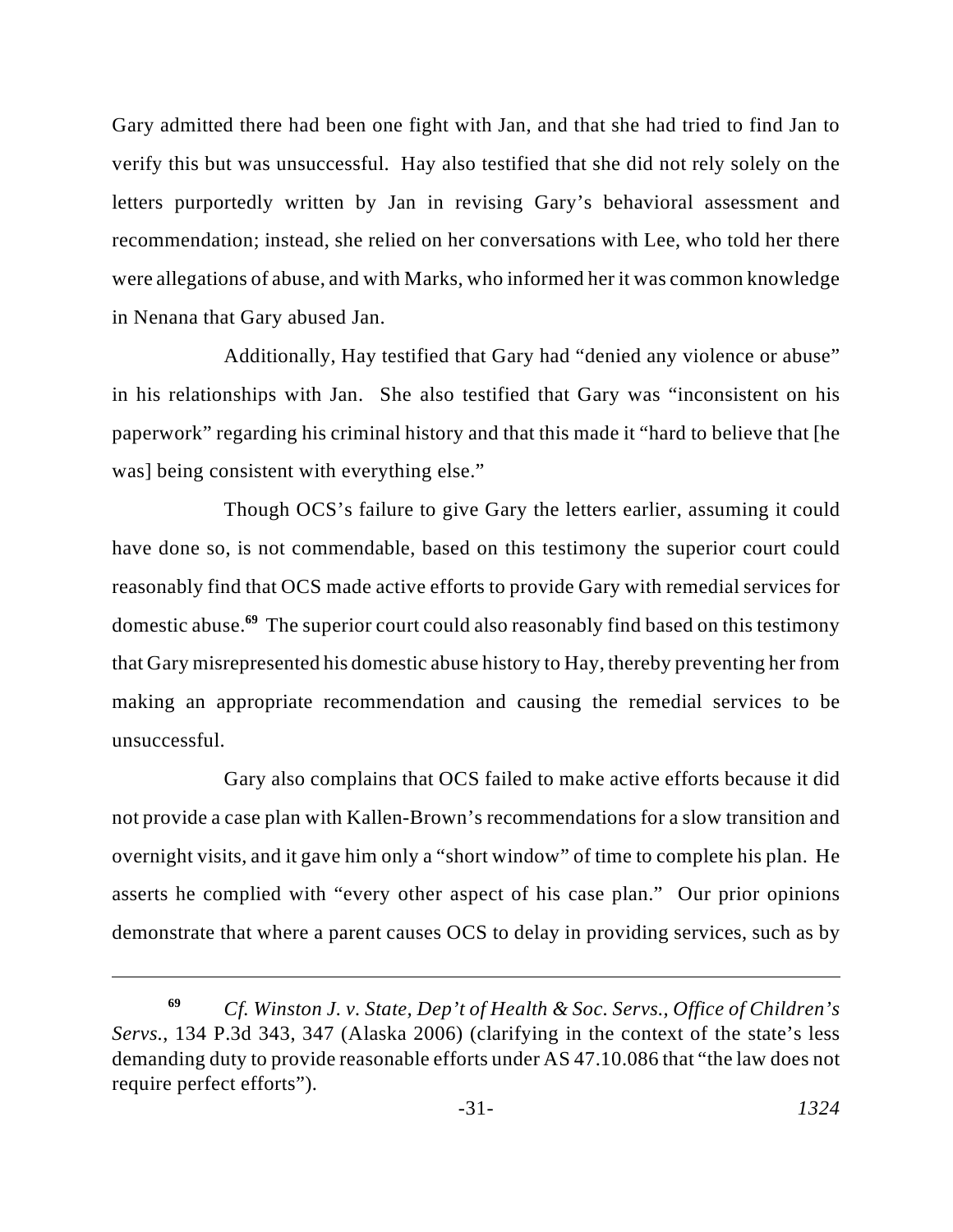Gary admitted there had been one fight with Jan, and that she had tried to find Jan to verify this but was unsuccessful. Hay also testified that she did not rely solely on the letters purportedly written by Jan in revising Gary's behavioral assessment and recommendation; instead, she relied on her conversations with Lee, who told her there were allegations of abuse, and with Marks, who informed her it was common knowledge in Nenana that Gary abused Jan.

Additionally, Hay testified that Gary had "denied any violence or abuse" in his relationships with Jan. She also testified that Gary was "inconsistent on his paperwork" regarding his criminal history and that this made it "hard to believe that [he was] being consistent with everything else."

Though OCS's failure to give Gary the letters earlier, assuming it could have done so, is not commendable, based on this testimony the superior court could reasonably find that OCS made active efforts to provide Gary with remedial services for domestic abuse.[69] The superior court could also reasonably find based on this testimony that Gary misrepresented his domestic abuse history to Hay, thereby preventing her from making an appropriate recommendation and causing the remedial services to be unsuccessful.

Gary also complains that OCS failed to make active efforts because it did not provide a case plan with Kallen-Brown's recommendations for a slow transition and overnight visits, and it gave him only a "short window" of time to complete his plan. He asserts he complied with "every other aspect of his case plan." Our prior opinions demonstrate that where a parent causes OCS to delay in providing services, such as by

---

[69] *Cf. Winston J. v. State, Dep't of Health & Soc. Servs., Office of Children's Servs.*, 134 P.3d 343, 347 (Alaska 2006) (clarifying in the context of the state's less demanding duty to provide reasonable efforts under AS 47.10.086 that "the law does not require perfect efforts").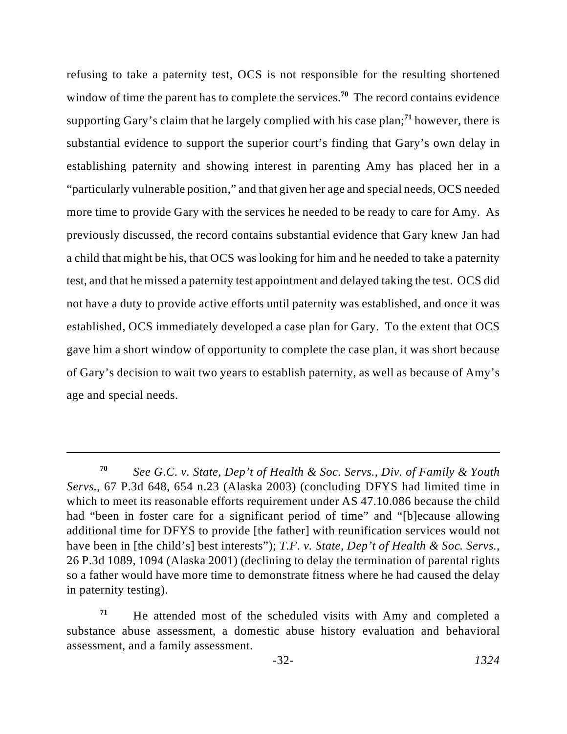refusing to take a paternity test, OCS is not responsible for the resulting shortened window of time the parent has to complete the services.[70] The record contains evidence supporting Gary's claim that he largely complied with his case plan;[71] however, there is substantial evidence to support the superior court's finding that Gary's own delay in establishing paternity and showing interest in parenting Amy has placed her in a "particularly vulnerable position," and that given her age and special needs, OCS needed more time to provide Gary with the services he needed to be ready to care for Amy. As previously discussed, the record contains substantial evidence that Gary knew Jan had a child that might be his, that OCS was looking for him and he needed to take a paternity test, and that he missed a paternity test appointment and delayed taking the test. OCS did not have a duty to provide active efforts until paternity was established, and once it was established, OCS immediately developed a case plan for Gary. To the extent that OCS gave him a short window of opportunity to complete the case plan, it was short because of Gary's decision to wait two years to establish paternity, as well as because of Amy's age and special needs.

---

[70] *See G.C. v. State, Dep't of Health & Soc. Servs., Div. of Family & Youth Servs.*, 67 P.3d 648, 654 n.23 (Alaska 2003) (concluding DFYS had limited time in which to meet its reasonable efforts requirement under AS 47.10.086 because the child had "been in foster care for a significant period of time" and "[b]ecause allowing additional time for DFYS to provide [the father] with reunification services would not have been in [the child's] best interests"); *T.F. v. State, Dep't of Health & Soc. Servs.*, 26 P.3d 1089, 1094 (Alaska 2001) (declining to delay the termination of parental rights so a father would have more time to demonstrate fitness where he had caused the delay in paternity testing).

[71] He attended most of the scheduled visits with Amy and completed a substance abuse assessment, a domestic abuse history evaluation and behavioral assessment, and a family assessment.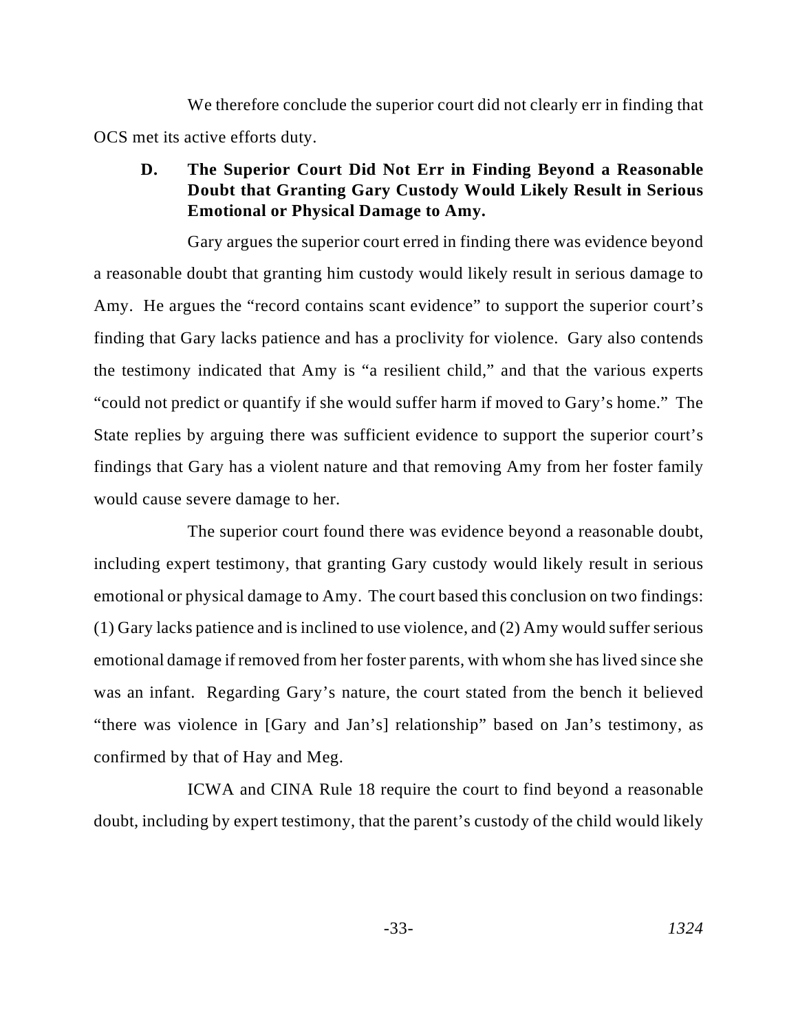We therefore conclude the superior court did not clearly err in finding that OCS met its active efforts duty.

### D. The Superior Court Did Not Err in Finding Beyond a Reasonable Doubt that Granting Gary Custody Would Likely Result in Serious Emotional or Physical Damage to Amy.

Gary argues the superior court erred in finding there was evidence beyond a reasonable doubt that granting him custody would likely result in serious damage to Amy. He argues the "record contains scant evidence" to support the superior court's finding that Gary lacks patience and has a proclivity for violence. Gary also contends the testimony indicated that Amy is "a resilient child," and that the various experts "could not predict or quantify if she would suffer harm if moved to Gary's home." The State replies by arguing there was sufficient evidence to support the superior court's findings that Gary has a violent nature and that removing Amy from her foster family would cause severe damage to her.

The superior court found there was evidence beyond a reasonable doubt, including expert testimony, that granting Gary custody would likely result in serious emotional or physical damage to Amy. The court based this conclusion on two findings: (1) Gary lacks patience and is inclined to use violence, and (2) Amy would suffer serious emotional damage if removed from her foster parents, with whom she has lived since she was an infant. Regarding Gary's nature, the court stated from the bench it believed "there was violence in [Gary and Jan's] relationship" based on Jan's testimony, as confirmed by that of Hay and Meg.

ICWA and CINA Rule 18 require the court to find beyond a reasonable doubt, including by expert testimony, that the parent's custody of the child would likely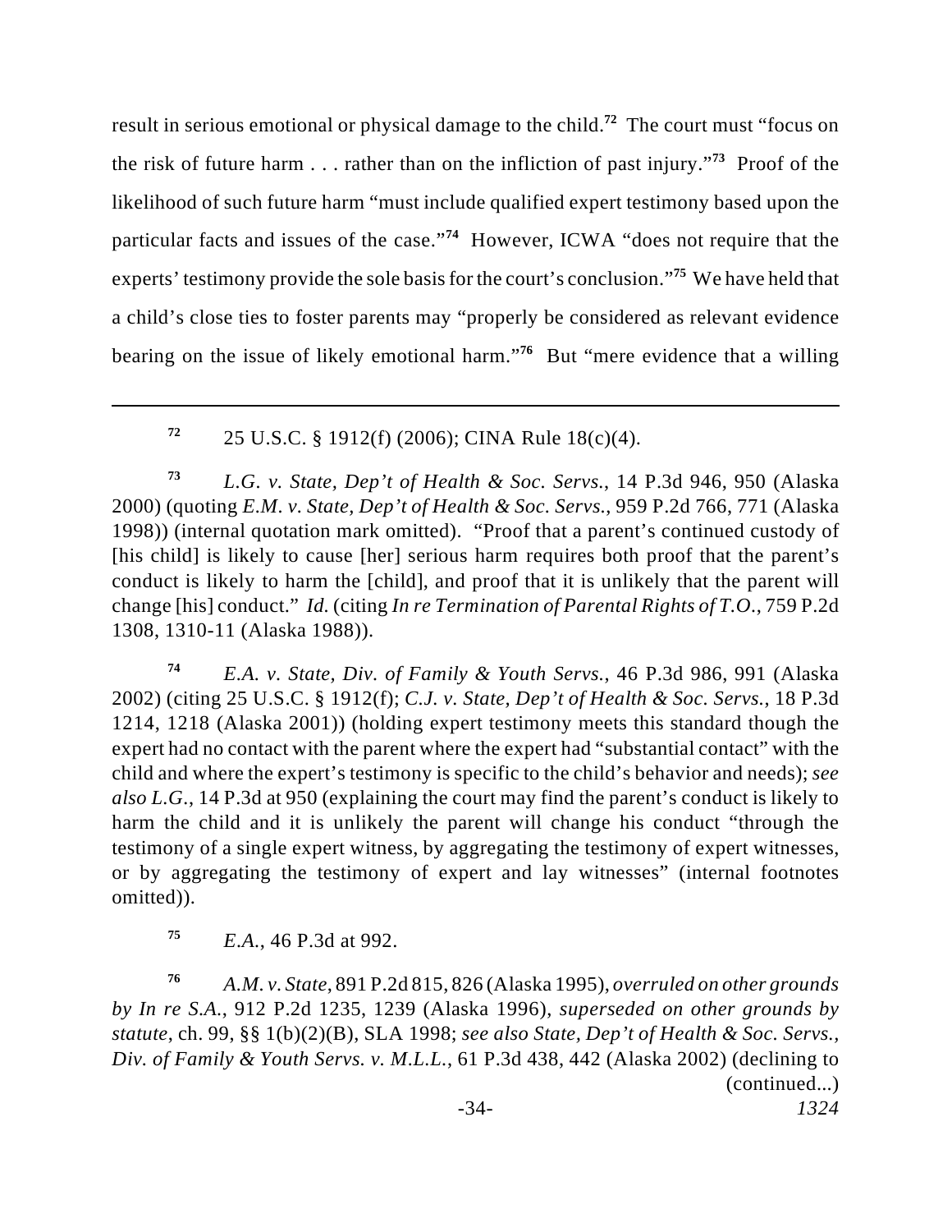result in serious emotional or physical damage to the child.[72] The court must "focus on the risk of future harm . . . rather than on the infliction of past injury."[73] Proof of the likelihood of such future harm "must include qualified expert testimony based upon the particular facts and issues of the case."[74] However, ICWA "does not require that the experts' testimony provide the sole basis for the court's conclusion."[75] We have held that a child's close ties to foster parents may "properly be considered as relevant evidence bearing on the issue of likely emotional harm."[76] But "mere evidence that a willing

---

[72] 25 U.S.C. § 1912(f) (2006); CINA Rule 18(c)(4).

[73] *L.G. v. State, Dep't of Health & Soc. Servs.*, 14 P.3d 946, 950 (Alaska 2000) (quoting *E.M. v. State, Dep't of Health & Soc. Servs.*, 959 P.2d 766, 771 (Alaska 1998)) (internal quotation mark omitted). "Proof that a parent's continued custody of [his child] is likely to cause [her] serious harm requires both proof that the parent's conduct is likely to harm the [child], and proof that it is unlikely that the parent will change [his] conduct." *Id.* (citing *In re Termination of Parental Rights of T.O.*, 759 P.2d 1308, 1310-11 (Alaska 1988)).

[74] *E.A. v. State, Div. of Family & Youth Servs.*, 46 P.3d 986, 991 (Alaska 2002) (citing 25 U.S.C. § 1912(f); *C.J. v. State, Dep't of Health & Soc. Servs.*, 18 P.3d 1214, 1218 (Alaska 2001)) (holding expert testimony meets this standard though the expert had no contact with the parent where the expert had "substantial contact" with the child and where the expert's testimony is specific to the child's behavior and needs); *see also L.G.*, 14 P.3d at 950 (explaining the court may find the parent's conduct is likely to harm the child and it is unlikely the parent will change his conduct "through the testimony of a single expert witness, by aggregating the testimony of expert witnesses, or by aggregating the testimony of expert and lay witnesses" (internal footnotes omitted)).

[75] *E.A.*, 46 P.3d at 992.

[76] *A.M. v. State*, 891 P.2d 815, 826 (Alaska 1995), *overruled on other grounds by In re S.A.*, 912 P.2d 1235, 1239 (Alaska 1996), *superseded on other grounds by statute*, ch. 99, §§ 1(b)(2)(B), SLA 1998; *see also State, Dep't of Health & Soc. Servs., Div. of Family & Youth Servs. v. M.L.L.*, 61 P.3d 438, 442 (Alaska 2002) (declining to (continued...)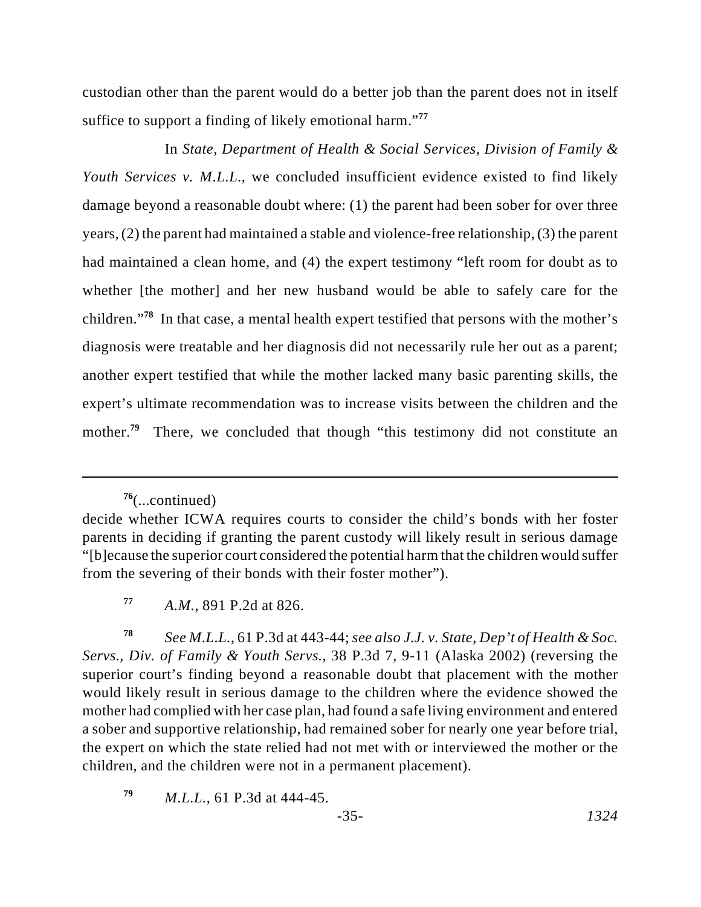custodian other than the parent would do a better job than the parent does not in itself suffice to support a finding of likely emotional harm."[77]

In *State, Department of Health & Social Services, Division of Family & Youth Services v. M.L.L.*, we concluded insufficient evidence existed to find likely damage beyond a reasonable doubt where: (1) the parent had been sober for over three years, (2) the parent had maintained a stable and violence-free relationship, (3) the parent had maintained a clean home, and (4) the expert testimony "left room for doubt as to whether [the mother] and her new husband would be able to safely care for the children."[78] In that case, a mental health expert testified that persons with the mother's diagnosis were treatable and her diagnosis did not necessarily rule her out as a parent; another expert testified that while the mother lacked many basic parenting skills, the expert's ultimate recommendation was to increase visits between the children and the mother.[79] There, we concluded that though "this testimony did not constitute an

---

[76](...continued)
decide whether ICWA requires courts to consider the child's bonds with her foster parents in deciding if granting the parent custody will likely result in serious damage "[b]ecause the superior court considered the potential harm that the children would suffer from the severing of their bonds with their foster mother").

[77] *A.M.*, 891 P.2d at 826.

[78] *See M.L.L.*, 61 P.3d at 443-44; *see also J.J. v. State, Dep't of Health & Soc. Servs., Div. of Family & Youth Servs.*, 38 P.3d 7, 9-11 (Alaska 2002) (reversing the superior court's finding beyond a reasonable doubt that placement with the mother would likely result in serious damage to the children where the evidence showed the mother had complied with her case plan, had found a safe living environment and entered a sober and supportive relationship, had remained sober for nearly one year before trial, the expert on which the state relied had not met with or interviewed the mother or the children, and the children were not in a permanent placement).

[79] *M.L.L.*, 61 P.3d at 444-45.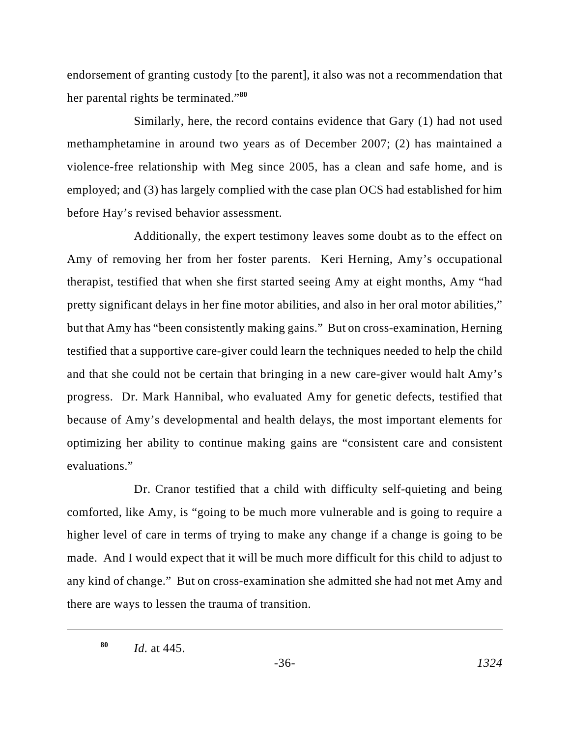endorsement of granting custody [to the parent], it also was not a recommendation that her parental rights be terminated."[80]

Similarly, here, the record contains evidence that Gary (1) had not used methamphetamine in around two years as of December 2007; (2) has maintained a violence-free relationship with Meg since 2005, has a clean and safe home, and is employed; and (3) has largely complied with the case plan OCS had established for him before Hay's revised behavior assessment.

Additionally, the expert testimony leaves some doubt as to the effect on Amy of removing her from her foster parents. Keri Herning, Amy's occupational therapist, testified that when she first started seeing Amy at eight months, Amy "had pretty significant delays in her fine motor abilities, and also in her oral motor abilities," but that Amy has "been consistently making gains." But on cross-examination, Herning testified that a supportive care-giver could learn the techniques needed to help the child and that she could not be certain that bringing in a new care-giver would halt Amy's progress. Dr. Mark Hannibal, who evaluated Amy for genetic defects, testified that because of Amy's developmental and health delays, the most important elements for optimizing her ability to continue making gains are "consistent care and consistent evaluations."

Dr. Cranor testified that a child with difficulty self-quieting and being comforted, like Amy, is "going to be much more vulnerable and is going to require a higher level of care in terms of trying to make any change if a change is going to be made. And I would expect that it will be much more difficult for this child to adjust to any kind of change." But on cross-examination she admitted she had not met Amy and there are ways to lessen the trauma of transition.

---

[80] *Id.* at 445.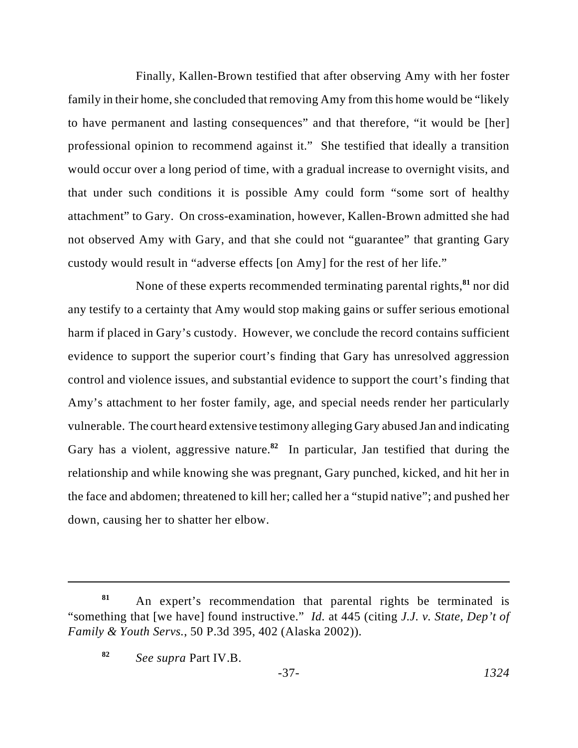Finally, Kallen-Brown testified that after observing Amy with her foster family in their home, she concluded that removing Amy from this home would be "likely to have permanent and lasting consequences" and that therefore, "it would be [her] professional opinion to recommend against it." She testified that ideally a transition would occur over a long period of time, with a gradual increase to overnight visits, and that under such conditions it is possible Amy could form "some sort of healthy attachment" to Gary. On cross-examination, however, Kallen-Brown admitted she had not observed Amy with Gary, and that she could not "guarantee" that granting Gary custody would result in "adverse effects [on Amy] for the rest of her life."

None of these experts recommended terminating parental rights,[81] nor did any testify to a certainty that Amy would stop making gains or suffer serious emotional harm if placed in Gary's custody. However, we conclude the record contains sufficient evidence to support the superior court's finding that Gary has unresolved aggression control and violence issues, and substantial evidence to support the court's finding that Amy's attachment to her foster family, age, and special needs render her particularly vulnerable. The court heard extensive testimony alleging Gary abused Jan and indicating Gary has a violent, aggressive nature.[82] In particular, Jan testified that during the relationship and while knowing she was pregnant, Gary punched, kicked, and hit her in the face and abdomen; threatened to kill her; called her a "stupid native"; and pushed her down, causing her to shatter her elbow.

---

[81] An expert's recommendation that parental rights be terminated is "something that [we have] found instructive." *Id.* at 445 (citing *J.J. v. State, Dep't of Family & Youth Servs.*, 50 P.3d 395, 402 (Alaska 2002)).

[82] *See supra* Part IV.B.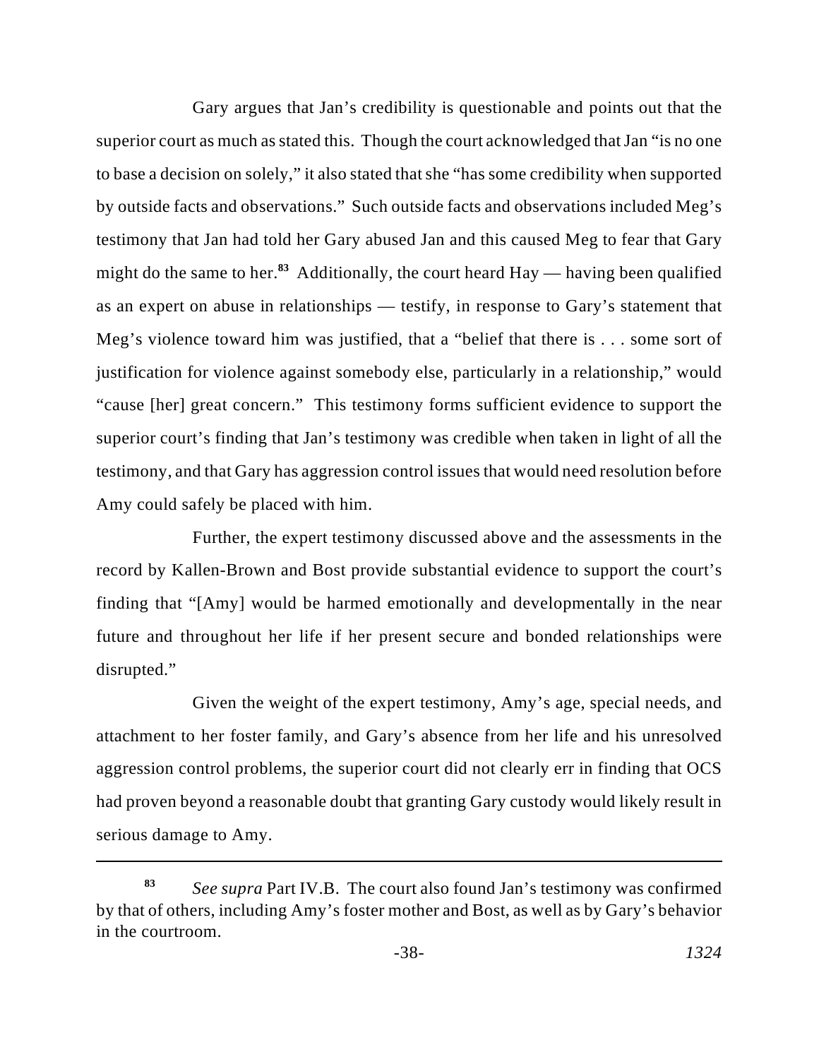Gary argues that Jan's credibility is questionable and points out that the superior court as much as stated this. Though the court acknowledged that Jan "is no one to base a decision on solely," it also stated that she "has some credibility when supported by outside facts and observations." Such outside facts and observations included Meg's testimony that Jan had told her Gary abused Jan and this caused Meg to fear that Gary might do the same to her.[83] Additionally, the court heard Hay — having been qualified as an expert on abuse in relationships — testify, in response to Gary's statement that Meg's violence toward him was justified, that a "belief that there is . . . some sort of justification for violence against somebody else, particularly in a relationship," would "cause [her] great concern." This testimony forms sufficient evidence to support the superior court's finding that Jan's testimony was credible when taken in light of all the testimony, and that Gary has aggression control issues that would need resolution before Amy could safely be placed with him.

Further, the expert testimony discussed above and the assessments in the record by Kallen-Brown and Bost provide substantial evidence to support the court's finding that "[Amy] would be harmed emotionally and developmentally in the near future and throughout her life if her present secure and bonded relationships were disrupted."

Given the weight of the expert testimony, Amy's age, special needs, and attachment to her foster family, and Gary's absence from her life and his unresolved aggression control problems, the superior court did not clearly err in finding that OCS had proven beyond a reasonable doubt that granting Gary custody would likely result in serious damage to Amy.

---

[83] *See supra* Part IV.B. The court also found Jan's testimony was confirmed by that of others, including Amy's foster mother and Bost, as well as by Gary's behavior in the courtroom.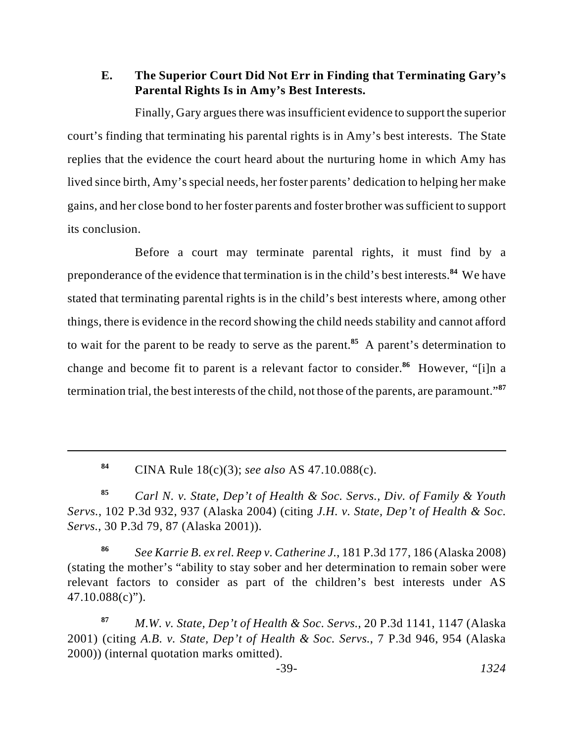### E. The Superior Court Did Not Err in Finding that Terminating Gary's Parental Rights Is in Amy's Best Interests.

Finally, Gary argues there was insufficient evidence to support the superior court's finding that terminating his parental rights is in Amy's best interests. The State replies that the evidence the court heard about the nurturing home in which Amy has lived since birth, Amy's special needs, her foster parents' dedication to helping her make gains, and her close bond to her foster parents and foster brother was sufficient to support its conclusion.

Before a court may terminate parental rights, it must find by a preponderance of the evidence that termination is in the child's best interests.[84] We have stated that terminating parental rights is in the child's best interests where, among other things, there is evidence in the record showing the child needs stability and cannot afford to wait for the parent to be ready to serve as the parent.[85] A parent's determination to change and become fit to parent is a relevant factor to consider.[86] However, "[i]n a termination trial, the best interests of the child, not those of the parents, are paramount."[87]

---

[84] CINA Rule 18(c)(3); *see also* AS 47.10.088(c).

[85] *Carl N. v. State, Dep't of Health & Soc. Servs., Div. of Family & Youth Servs.*, 102 P.3d 932, 937 (Alaska 2004) (citing *J.H. v. State, Dep't of Health & Soc. Servs.*, 30 P.3d 79, 87 (Alaska 2001)).

[86] *See Karrie B. ex rel. Reep v. Catherine J.*, 181 P.3d 177, 186 (Alaska 2008) (stating the mother's "ability to stay sober and her determination to remain sober were relevant factors to consider as part of the children's best interests under AS 47.10.088(c)").

[87] *M.W. v. State, Dep't of Health & Soc. Servs.*, 20 P.3d 1141, 1147 (Alaska 2001) (citing *A.B. v. State, Dep't of Health & Soc. Servs.*, 7 P.3d 946, 954 (Alaska 2000)) (internal quotation marks omitted).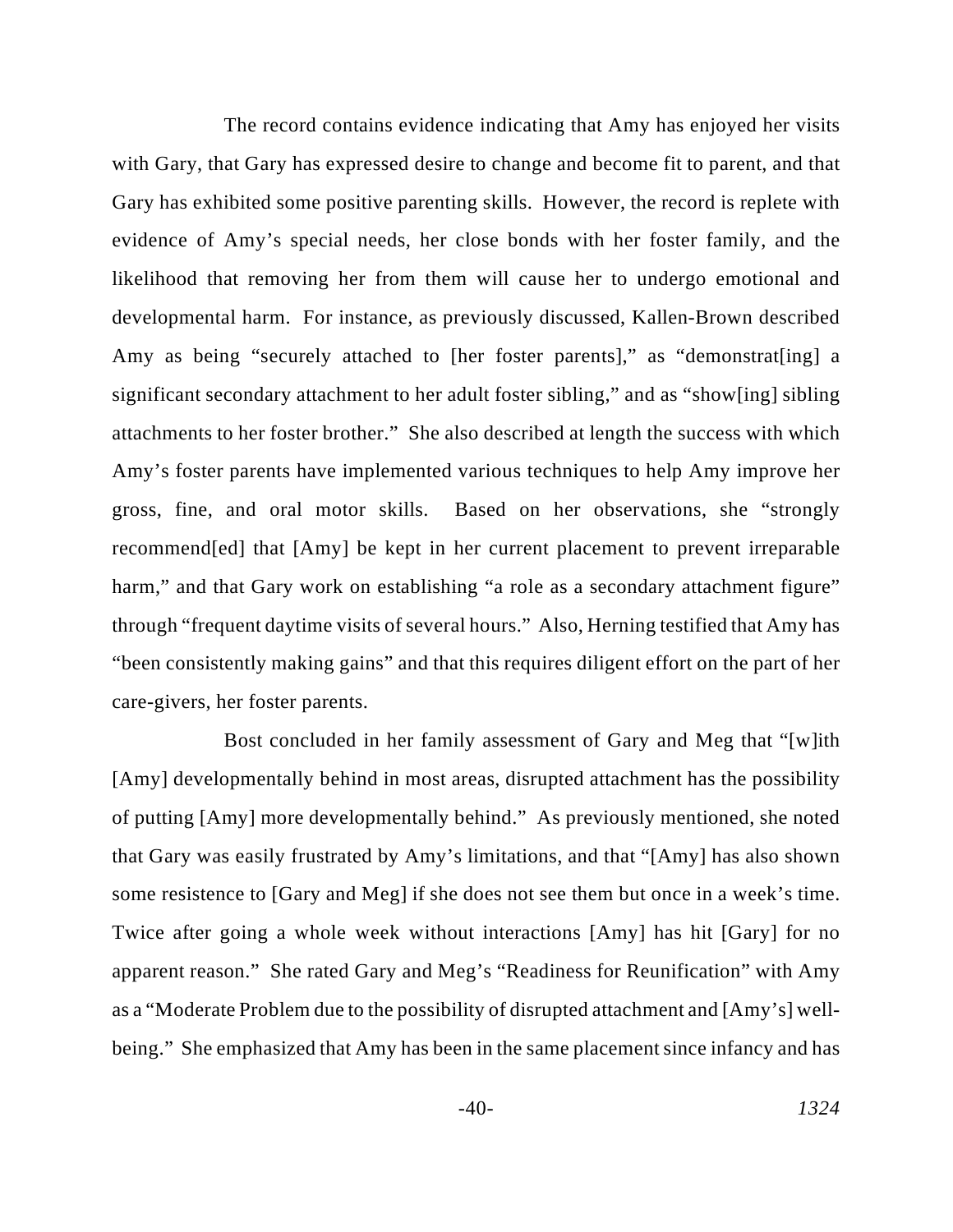The record contains evidence indicating that Amy has enjoyed her visits with Gary, that Gary has expressed desire to change and become fit to parent, and that Gary has exhibited some positive parenting skills. However, the record is replete with evidence of Amy's special needs, her close bonds with her foster family, and the likelihood that removing her from them will cause her to undergo emotional and developmental harm. For instance, as previously discussed, Kallen-Brown described Amy as being "securely attached to [her foster parents]," as "demonstrat[ing] a significant secondary attachment to her adult foster sibling," and as "show[ing] sibling attachments to her foster brother." She also described at length the success with which Amy's foster parents have implemented various techniques to help Amy improve her gross, fine, and oral motor skills. Based on her observations, she "strongly recommend[ed] that [Amy] be kept in her current placement to prevent irreparable harm," and that Gary work on establishing "a role as a secondary attachment figure" through "frequent daytime visits of several hours." Also, Herning testified that Amy has "been consistently making gains" and that this requires diligent effort on the part of her care-givers, her foster parents.

Bost concluded in her family assessment of Gary and Meg that "[w]ith [Amy] developmentally behind in most areas, disrupted attachment has the possibility of putting [Amy] more developmentally behind." As previously mentioned, she noted that Gary was easily frustrated by Amy's limitations, and that "[Amy] has also shown some resistence to [Gary and Meg] if she does not see them but once in a week's time. Twice after going a whole week without interactions [Amy] has hit [Gary] for no apparent reason." She rated Gary and Meg's "Readiness for Reunification" with Amy as a "Moderate Problem due to the possibility of disrupted attachment and [Amy's] well-being." She emphasized that Amy has been in the same placement since infancy and has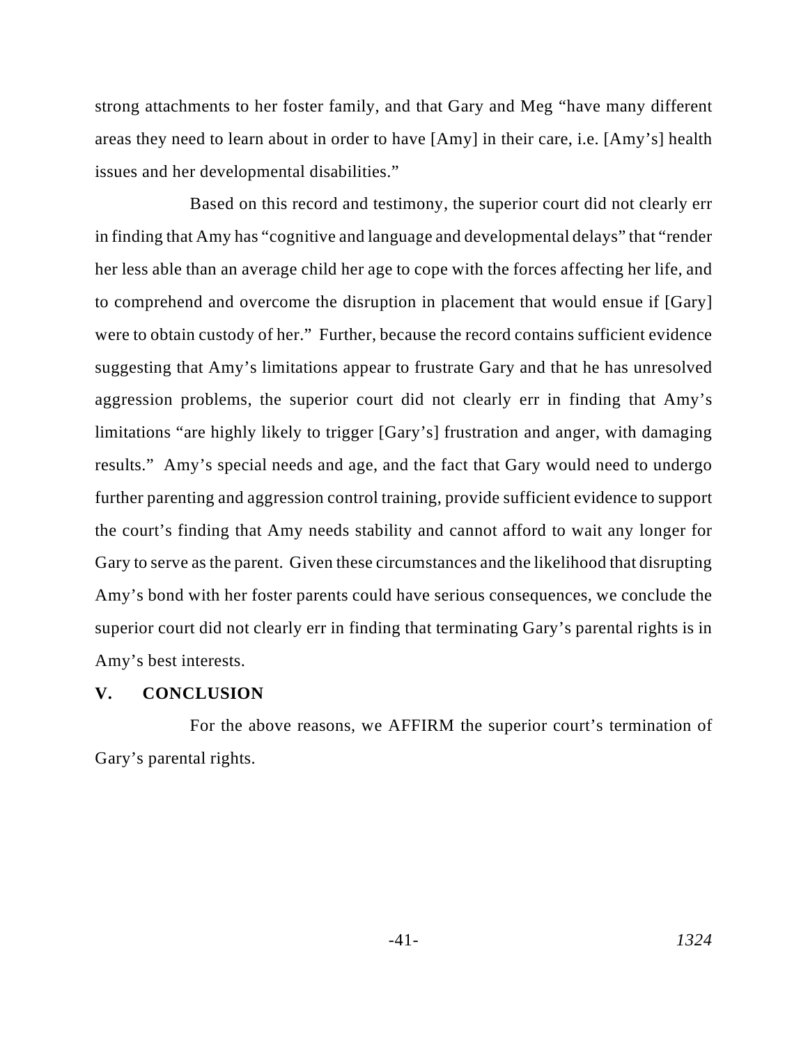strong attachments to her foster family, and that Gary and Meg "have many different areas they need to learn about in order to have [Amy] in their care, i.e. [Amy's] health issues and her developmental disabilities."

Based on this record and testimony, the superior court did not clearly err in finding that Amy has "cognitive and language and developmental delays" that "render her less able than an average child her age to cope with the forces affecting her life, and to comprehend and overcome the disruption in placement that would ensue if [Gary] were to obtain custody of her." Further, because the record contains sufficient evidence suggesting that Amy's limitations appear to frustrate Gary and that he has unresolved aggression problems, the superior court did not clearly err in finding that Amy's limitations "are highly likely to trigger [Gary's] frustration and anger, with damaging results." Amy's special needs and age, and the fact that Gary would need to undergo further parenting and aggression control training, provide sufficient evidence to support the court's finding that Amy needs stability and cannot afford to wait any longer for Gary to serve as the parent. Given these circumstances and the likelihood that disrupting Amy's bond with her foster parents could have serious consequences, we conclude the superior court did not clearly err in finding that terminating Gary's parental rights is in Amy's best interests.

## V. CONCLUSION

For the above reasons, we AFFIRM the superior court's termination of Gary's parental rights.